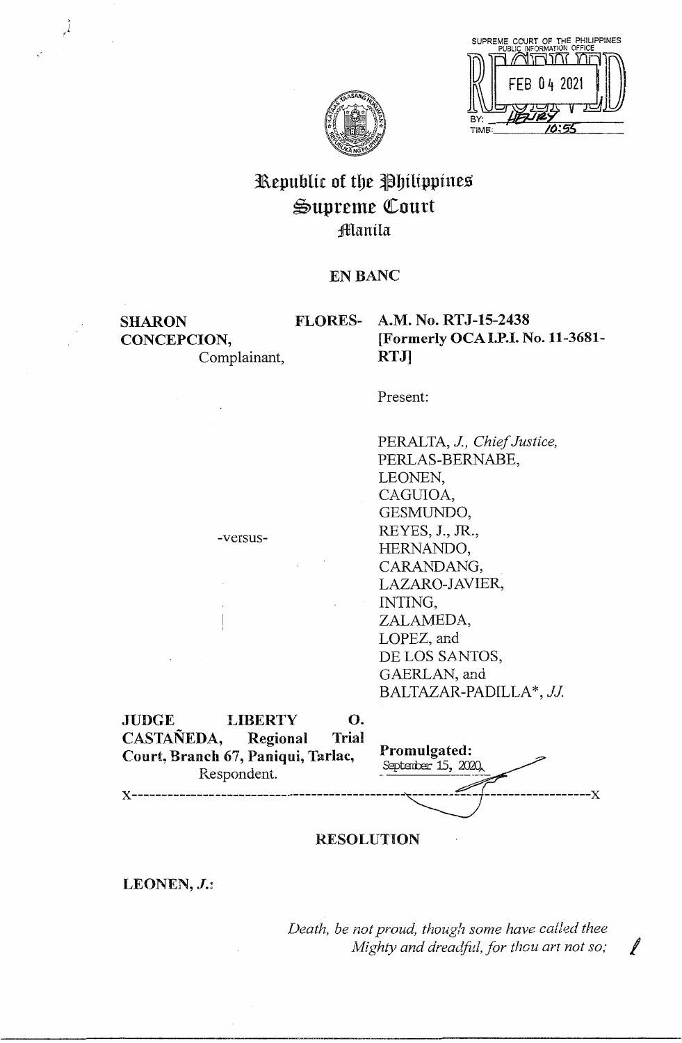SUPREME COURT OF THE PHILIPPINES
PUBLIC INFORMATION OFFICE

FEB 04 2021

BY: ________
TIME: 10:55

# Republic of the Philippines
# Supreme Court
## Manila

## EN BANC

**SHARON FLORES-CONCEPCION,**
Complainant,

-versus-

**JUDGE LIBERTY O. CASTAÑEDA, Regional Trial Court, Branch 67, Paniqui, Tarlac,**
Respondent.

**A.M. No. RTJ-15-2438**
**[Formerly OCA I.P.I. No. 11-3681-RTJ]**

Present:

PERALTA, *J., Chief Justice,*
PERLAS-BERNABE,
LEONEN,
CAGUIOA,
GESMUNDO,
REYES, J., JR.,
HERNANDO,
CARANDANG,
LAZARO-JAVIER,
INTING,
ZALAMEDA,
LOPEZ, and
DE LOS SANTOS,
GAERLAN, and
BALTAZAR-PADILLA\*, *JJ.*

**Promulgated:**
September 15, 2020

x-----------------------------------------------------------------------------------x

## RESOLUTION

**LEONEN, *J.*:**

*Death, be not proud, though some have called thee*
*Mighty and dreadful, for thou art not so;*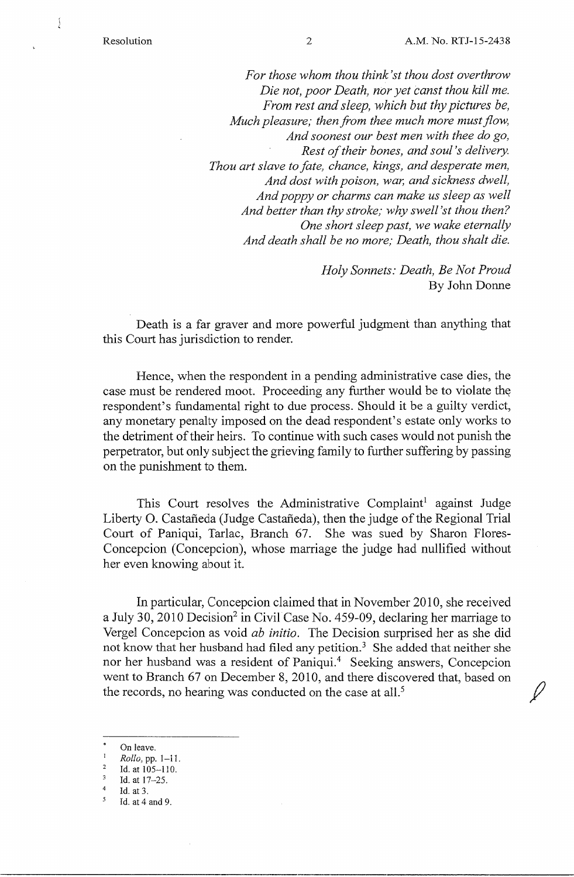*For those whom thou think'st thou dost overthrow*
*Die not, poor Death, nor yet canst thou kill me.*
*From rest and sleep, which but thy pictures be,*
*Much pleasure; then from thee much more must flow,*
*And soonest our best men with thee do go,*
*Rest of their bones, and soul's delivery.*
*Thou art slave to fate, chance, kings, and desperate men,*
*And dost with poison, war, and sickness dwell,*
*And poppy or charms can make us sleep as well*
*And better than thy stroke; why swell'st thou then?*
*One short sleep past, we wake eternally*
*And death shall be no more; Death, thou shalt die.*

*Holy Sonnets: Death, Be Not Proud*
By John Donne

Death is a far graver and more powerful judgment than anything that this Court has jurisdiction to render.

Hence, when the respondent in a pending administrative case dies, the case must be rendered moot. Proceeding any further would be to violate the respondent's fundamental right to due process. Should it be a guilty verdict, any monetary penalty imposed on the dead respondent's estate only works to the detriment of their heirs. To continue with such cases would not punish the perpetrator, but only subject the grieving family to further suffering by passing on the punishment to them.

This Court resolves the Administrative Complaint[1] against Judge Liberty O. Castañeda (Judge Castañeda), then the judge of the Regional Trial Court of Paniqui, Tarlac, Branch 67. She was sued by Sharon Flores-Concepcion (Concepcion), whose marriage the judge had nullified without her even knowing about it.

In particular, Concepcion claimed that in November 2010, she received a July 30, 2010 Decision[2] in Civil Case No. 459-09, declaring her marriage to Vergel Concepcion as void *ab initio*. The Decision surprised her as she did not know that her husband had filed any petition.[3] She added that neither she nor her husband was a resident of Paniqui.[4] Seeking answers, Concepcion went to Branch 67 on December 8, 2010, and there discovered that, based on the records, no hearing was conducted on the case at all.[5]

---

\* On leave.
[1] *Rollo*, pp. 1–11.
[2] Id. at 105–110.
[3] Id. at 17–25.
[4] Id. at 3.
[5] Id. at 4 and 9.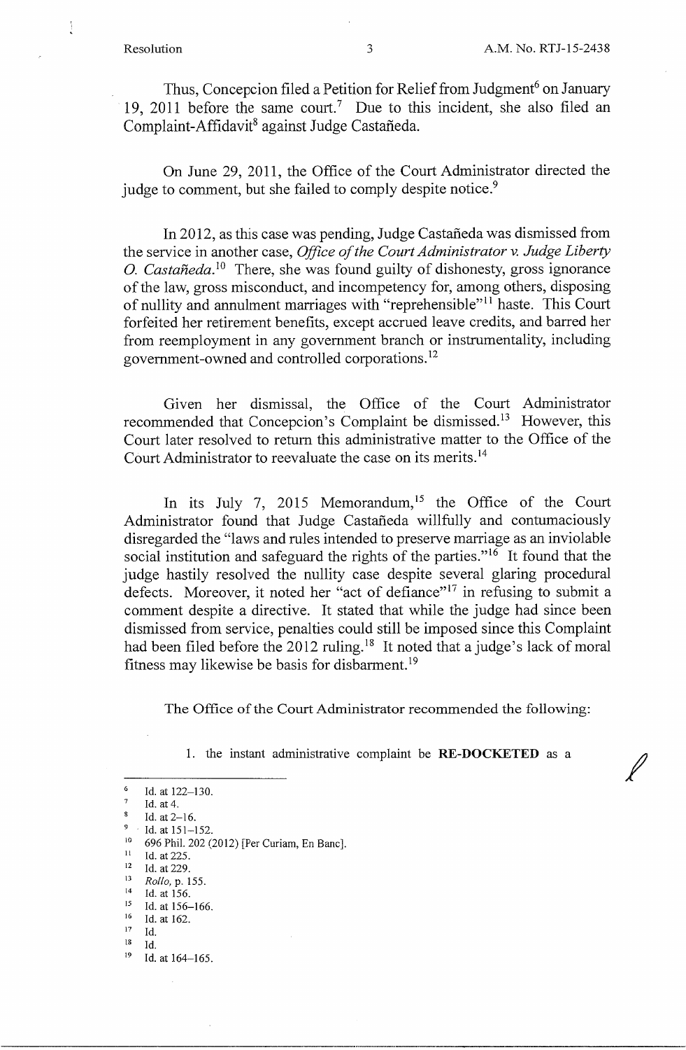Thus, Concepcion filed a Petition for Relief from Judgment[6] on January 19, 2011 before the same court.[7] Due to this incident, she also filed an Complaint-Affidavit[8] against Judge Castañeda.

On June 29, 2011, the Office of the Court Administrator directed the judge to comment, but she failed to comply despite notice.[9]

In 2012, as this case was pending, Judge Castañeda was dismissed from the service in another case, *Office of the Court Administrator v. Judge Liberty O. Castañeda*.[10] There, she was found guilty of dishonesty, gross ignorance of the law, gross misconduct, and incompetency for, among others, disposing of nullity and annulment marriages with "reprehensible"[11] haste. This Court forfeited her retirement benefits, except accrued leave credits, and barred her from reemployment in any government branch or instrumentality, including government-owned and controlled corporations.[12]

Given her dismissal, the Office of the Court Administrator recommended that Concepcion's Complaint be dismissed.[13] However, this Court later resolved to return this administrative matter to the Office of the Court Administrator to reevaluate the case on its merits.[14]

In its July 7, 2015 Memorandum,[15] the Office of the Court Administrator found that Judge Castañeda willfully and contumaciously disregarded the "laws and rules intended to preserve marriage as an inviolable social institution and safeguard the rights of the parties."[16] It found that the judge hastily resolved the nullity case despite several glaring procedural defects. Moreover, it noted her "act of defiance"[17] in refusing to submit a comment despite a directive. It stated that while the judge had since been dismissed from service, penalties could still be imposed since this Complaint had been filed before the 2012 ruling.[18] It noted that a judge's lack of moral fitness may likewise be basis for disbarment.[19]

The Office of the Court Administrator recommended the following:

1. the instant administrative complaint be **RE-DOCKETED** as a

---

[6] Id. at 122–130.
[7] Id. at 4.
[8] Id. at 2–16.
[9] Id. at 151–152.
[10] 696 Phil. 202 (2012) [Per Curiam, En Banc].
[11] Id. at 225.
[12] Id. at 229.
[13] *Rollo*, p. 155.
[14] Id. at 156.
[15] Id. at 156–166.
[16] Id. at 162.
[17] Id.
[18] Id.
[19] Id. at 164–165.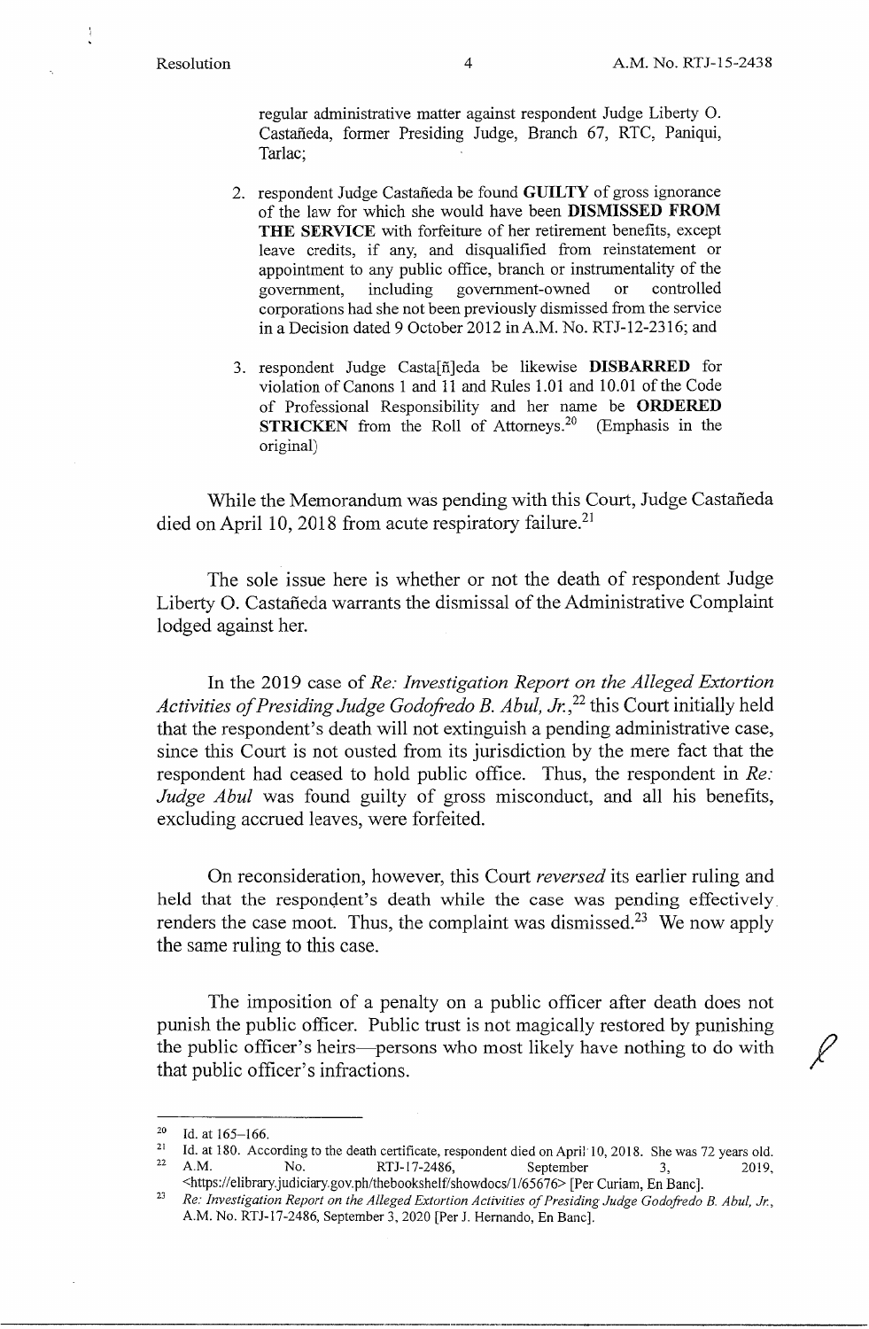regular administrative matter against respondent Judge Liberty O. Castañeda, former Presiding Judge, Branch 67, RTC, Paniqui, Tarlac;

2. respondent Judge Castañeda be found **GUILTY** of gross ignorance of the law for which she would have been **DISMISSED FROM THE SERVICE** with forfeiture of her retirement benefits, except leave credits, if any, and disqualified from reinstatement or appointment to any public office, branch or instrumentality of the government, including government-owned or controlled corporations had she not been previously dismissed from the service in a Decision dated 9 October 2012 in A.M. No. RTJ-12-2316; and

3. respondent Judge Casta[ñ]eda be likewise **DISBARRED** for violation of Canons 1 and 11 and Rules 1.01 and 10.01 of the Code of Professional Responsibility and her name be **ORDERED STRICKEN** from the Roll of Attorneys.[20] (Emphasis in the original)

While the Memorandum was pending with this Court, Judge Castañeda died on April 10, 2018 from acute respiratory failure.[21]

The sole issue here is whether or not the death of respondent Judge Liberty O. Castañeda warrants the dismissal of the Administrative Complaint lodged against her.

In the 2019 case of *Re: Investigation Report on the Alleged Extortion Activities of Presiding Judge Godofredo B. Abul, Jr.*,[22] this Court initially held that the respondent's death will not extinguish a pending administrative case, since this Court is not ousted from its jurisdiction by the mere fact that the respondent had ceased to hold public office. Thus, the respondent in *Re: Judge Abul* was found guilty of gross misconduct, and all his benefits, excluding accrued leaves, were forfeited.

On reconsideration, however, this Court *reversed* its earlier ruling and held that the respondent's death while the case was pending effectively renders the case moot. Thus, the complaint was dismissed.[23] We now apply the same ruling to this case.

The imposition of a penalty on a public officer after death does not punish the public officer. Public trust is not magically restored by punishing the public officer's heirs—persons who most likely have nothing to do with that public officer's infractions.

---

[20] Id. at 165–166.

[21] Id. at 180. According to the death certificate, respondent died on April 10, 2018. She was 72 years old.

[22] A.M. No. RTJ-17-2486, September 3, 2019, <https://elibrary.judiciary.gov.ph/thebookshelf/showdocs/1/65676> [Per Curiam, En Banc].

[23] *Re: Investigation Report on the Alleged Extortion Activities of Presiding Judge Godofredo B. Abul, Jr.*, A.M. No. RTJ-17-2486, September 3, 2020 [Per J. Hernando, En Banc].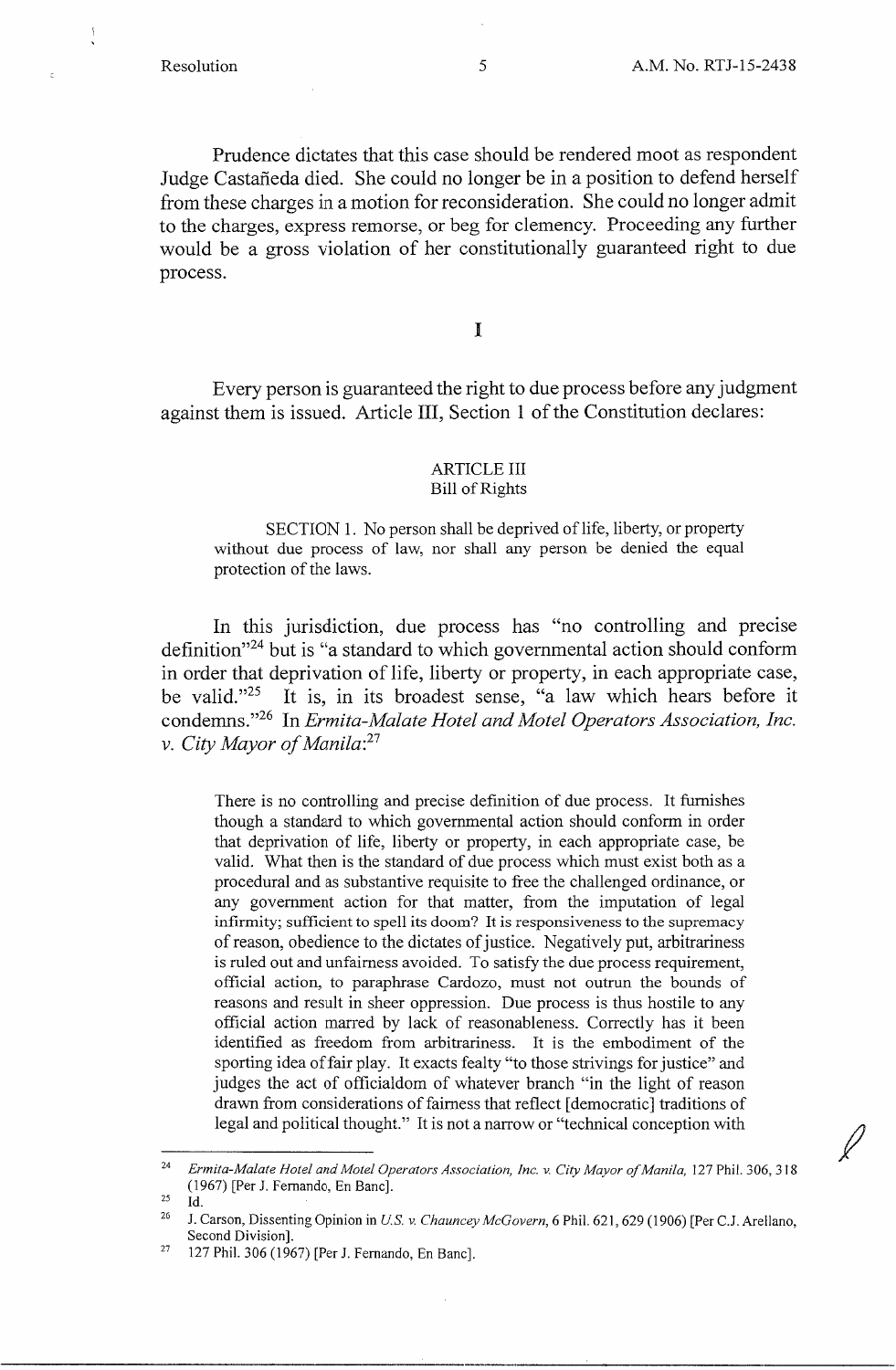Prudence dictates that this case should be rendered moot as respondent Judge Castañeda died. She could no longer be in a position to defend herself from these charges in a motion for reconsideration. She could no longer admit to the charges, express remorse, or beg for clemency. Proceeding any further would be a gross violation of her constitutionally guaranteed right to due process.

# I

Every person is guaranteed the right to due process before any judgment against them is issued. Article III, Section 1 of the Constitution declares:

> ARTICLE III
> Bill of Rights
>
> SECTION 1. No person shall be deprived of life, liberty, or property without due process of law, nor shall any person be denied the equal protection of the laws.

In this jurisdiction, due process has "no controlling and precise definition"[24] but is "a standard to which governmental action should conform in order that deprivation of life, liberty or property, in each appropriate case, be valid."[25] It is, in its broadest sense, "a law which hears before it condemns."[26] In *Ermita-Malate Hotel and Motel Operators Association, Inc. v. City Mayor of Manila*:[27]

> There is no controlling and precise definition of due process. It furnishes though a standard to which governmental action should conform in order that deprivation of life, liberty or property, in each appropriate case, be valid. What then is the standard of due process which must exist both as a procedural and as substantive requisite to free the challenged ordinance, or any government action for that matter, from the imputation of legal infirmity; sufficient to spell its doom? It is responsiveness to the supremacy of reason, obedience to the dictates of justice. Negatively put, arbitrariness is ruled out and unfairness avoided. To satisfy the due process requirement, official action, to paraphrase Cardozo, must not outrun the bounds of reasons and result in sheer oppression. Due process is thus hostile to any official action marred by lack of reasonableness. Correctly has it been identified as freedom from arbitrariness. It is the embodiment of the sporting idea of fair play. It exacts fealty "to those strivings for justice" and judges the act of officialdom of whatever branch "in the light of reason drawn from considerations of fairness that reflect [democratic] traditions of legal and political thought." It is not a narrow or "technical conception with

---

[24] *Ermita-Malate Hotel and Motel Operators Association, Inc. v. City Mayor of Manila*, 127 Phil. 306, 318 (1967) [Per J. Fernando, En Banc].

[25] Id.

[26] J. Carson, Dissenting Opinion in *U.S. v. Chauncey McGovern*, 6 Phil. 621, 629 (1906) [Per C.J. Arellano, Second Division].

[27] 127 Phil. 306 (1967) [Per J. Fernando, En Banc].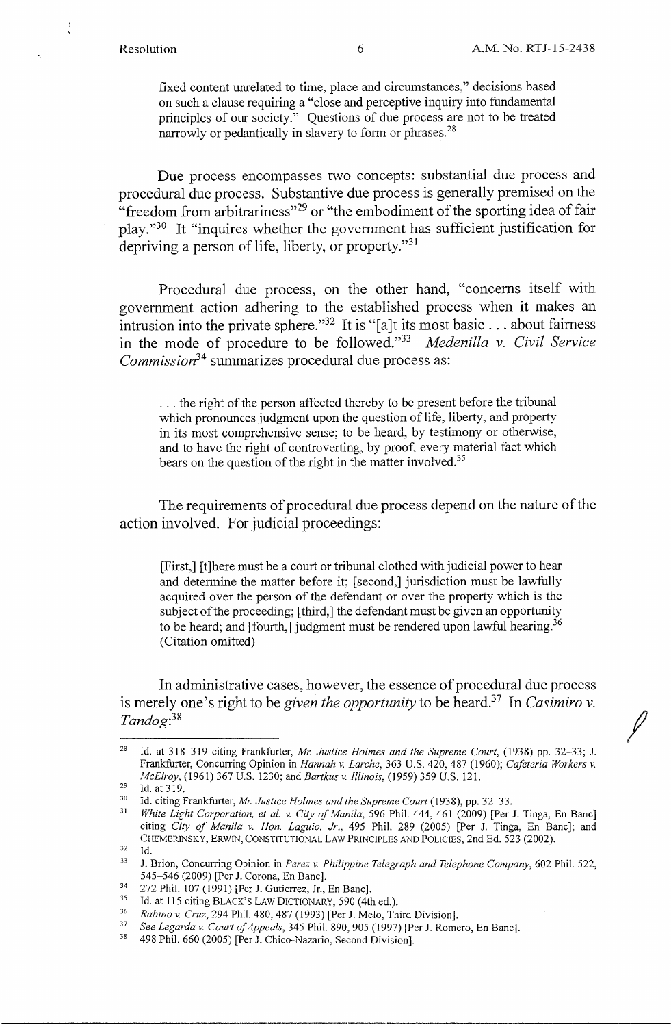fixed content unrelated to time, place and circumstances," decisions based on such a clause requiring a "close and perceptive inquiry into fundamental principles of our society." Questions of due process are not to be treated narrowly or pedantically in slavery to form or phrases.[28]

Due process encompasses two concepts: substantial due process and procedural due process. Substantive due process is generally premised on the "freedom from arbitrariness"[29] or "the embodiment of the sporting idea of fair play."[30] It "inquires whether the government has sufficient justification for depriving a person of life, liberty, or property."[31]

Procedural due process, on the other hand, "concerns itself with government action adhering to the established process when it makes an intrusion into the private sphere."[32] It is "[a]t its most basic . . . about fairness in the mode of procedure to be followed."[33] *Medenilla v. Civil Service Commission*[34] summarizes procedural due process as:

> . . . the right of the person affected thereby to be present before the tribunal which pronounces judgment upon the question of life, liberty, and property in its most comprehensive sense; to be heard, by testimony or otherwise, and to have the right of controverting, by proof, every material fact which bears on the question of the right in the matter involved.[35]

The requirements of procedural due process depend on the nature of the action involved. For judicial proceedings:

> [First,] [t]here must be a court or tribunal clothed with judicial power to hear and determine the matter before it; [second,] jurisdiction must be lawfully acquired over the person of the defendant or over the property which is the subject of the proceeding; [third,] the defendant must be given an opportunity to be heard; and [fourth,] judgment must be rendered upon lawful hearing.[36] (Citation omitted)

In administrative cases, however, the essence of procedural due process is merely one's right to be *given the opportunity* to be heard.[37] In *Casimiro v. Tandog*:[38]

---

[28] Id. at 318–319 citing Frankfurter, *Mr. Justice Holmes and the Supreme Court*, (1938) pp. 32–33; J. Frankfurter, Concurring Opinion in *Hannah v. Larche*, 363 U.S. 420, 487 (1960); *Cafeteria Workers v. McElroy*, (1961) 367 U.S. 1230; and *Bartkus v. Illinois*, (1959) 359 U.S. 121.

[29] Id. at 319.

[30] Id. citing Frankfurter, *Mr. Justice Holmes and the Supreme Court* (1938), pp. 32–33.

[31] *White Light Corporation, et al. v. City of Manila*, 596 Phil. 444, 461 (2009) [Per J. Tinga, En Banc] citing *City of Manila v. Hon. Laguio, Jr.*, 495 Phil. 289 (2005) [Per J. Tinga, En Banc]; and CHEMERINSKY, ERWIN, CONSTITUTIONAL LAW PRINCIPLES AND POLICIES, 2nd Ed. 523 (2002).

[32] Id.

[33] J. Brion, Concurring Opinion in *Perez v. Philippine Telegraph and Telephone Company*, 602 Phil. 522, 545–546 (2009) [Per J. Corona, En Banc].

[34] 272 Phil. 107 (1991) [Per J. Gutierrez, Jr., En Banc].

[35] Id. at 115 citing BLACK'S LAW DICTIONARY, 590 (4th ed.).

[36] *Rabino v. Cruz*, 294 Phil. 480, 487 (1993) [Per J. Melo, Third Division].

[37] *See Legarda v. Court of Appeals*, 345 Phil. 890, 905 (1997) [Per J. Romero, En Banc].

[38] 498 Phil. 660 (2005) [Per J. Chico-Nazario, Second Division].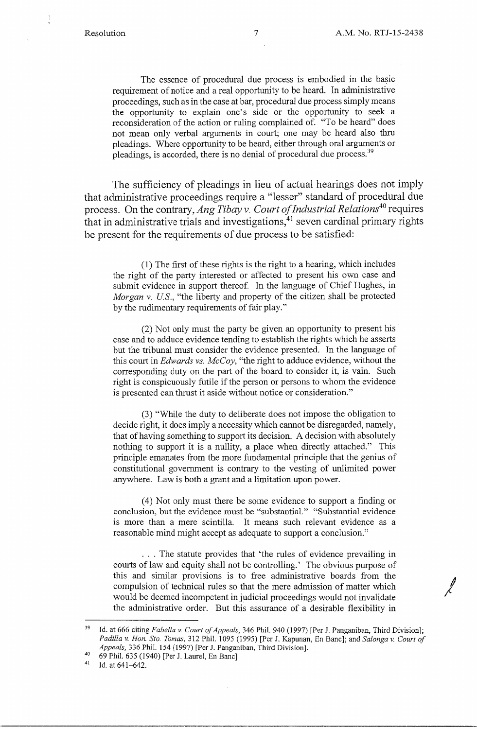> The essence of procedural due process is embodied in the basic requirement of notice and a real opportunity to be heard. In administrative proceedings, such as in the case at bar, procedural due process simply means the opportunity to explain one's side or the opportunity to seek a reconsideration of the action or ruling complained of. "To be heard" does not mean only verbal arguments in court; one may be heard also thru pleadings. Where opportunity to be heard, either through oral arguments or pleadings, is accorded, there is no denial of procedural due process.[39]

The sufficiency of pleadings in lieu of actual hearings does not imply that administrative proceedings require a "lesser" standard of procedural due process. On the contrary, *Ang Tibay v. Court of Industrial Relations*[40] requires that in administrative trials and investigations,[41] seven cardinal primary rights be present for the requirements of due process to be satisfied:

> (1) The first of these rights is the right to a hearing, which includes the right of the party interested or affected to present his own case and submit evidence in support thereof. In the language of Chief Hughes, in *Morgan v. U.S.*, "the liberty and property of the citizen shall be protected by the rudimentary requirements of fair play."
>
> (2) Not only must the party be given an opportunity to present his case and to adduce evidence tending to establish the rights which he asserts but the tribunal must consider the evidence presented. In the language of this court in *Edwards vs. McCoy*, "the right to adduce evidence, without the corresponding duty on the part of the board to consider it, is vain. Such right is conspicuously futile if the person or persons to whom the evidence is presented can thrust it aside without notice or consideration."
>
> (3) "While the duty to deliberate does not impose the obligation to decide right, it does imply a necessity which cannot be disregarded, namely, that of having something to support its decision. A decision with absolutely nothing to support it is a nullity, a place when directly attached." This principle emanates from the more fundamental principle that the genius of constitutional government is contrary to the vesting of unlimited power anywhere. Law is both a grant and a limitation upon power.
>
> (4) Not only must there be some evidence to support a finding or conclusion, but the evidence must be "substantial." "Substantial evidence is more than a mere scintilla. It means such relevant evidence as a reasonable mind might accept as adequate to support a conclusion."
>
> . . . The statute provides that 'the rules of evidence prevailing in courts of law and equity shall not be controlling.' The obvious purpose of this and similar provisions is to free administrative boards from the compulsion of technical rules so that the mere admission of matter which would be deemed incompetent in judicial proceedings would not invalidate the administrative order. But this assurance of a desirable flexibility in

---

[39] Id. at 666 citing *Fabella v. Court of Appeals*, 346 Phil. 940 (1997) [Per J. Panganiban, Third Division]; *Padilla v. Hon. Sto. Tomas*, 312 Phil. 1095 (1995) [Per J. Kapunan, En Banc]; and *Salonga v. Court of Appeals*, 336 Phil. 154 (1997) [Per J. Panganiban, Third Division].

[40] 69 Phil. 635 (1940) [Per J. Laurel, En Banc]

[41] Id. at 641–642.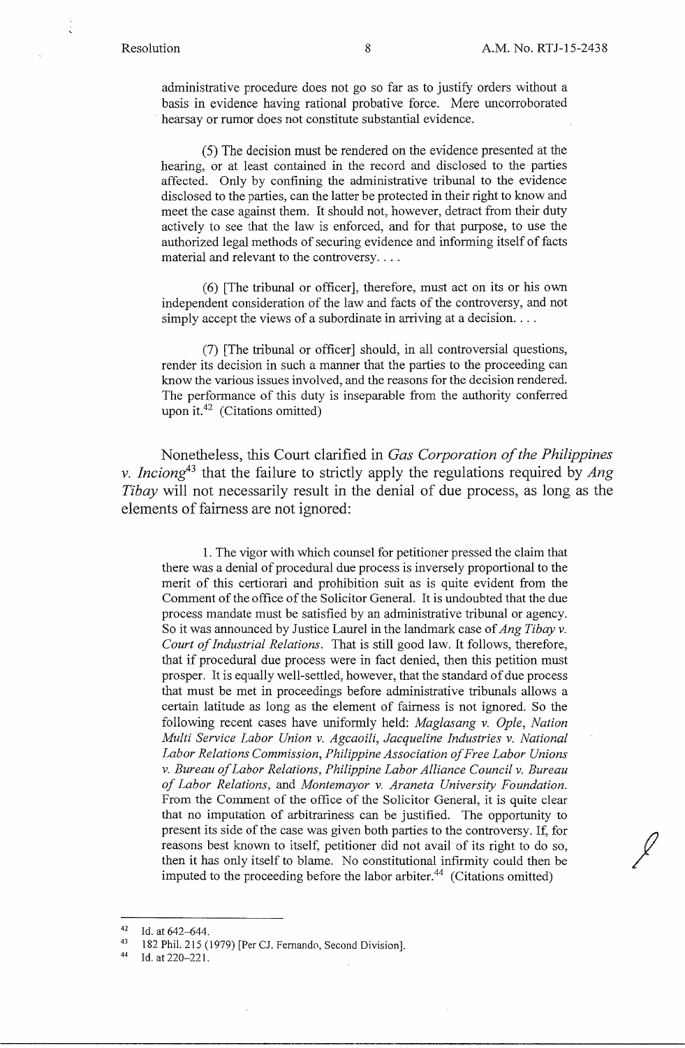administrative procedure does not go so far as to justify orders without a basis in evidence having rational probative force. Mere uncorroborated hearsay or rumor does not constitute substantial evidence.

> (5) The decision must be rendered on the evidence presented at the hearing, or at least contained in the record and disclosed to the parties affected. Only by confining the administrative tribunal to the evidence disclosed to the parties, can the latter be protected in their right to know and meet the case against them. It should not, however, detract from their duty actively to see that the law is enforced, and for that purpose, to use the authorized legal methods of securing evidence and informing itself of facts material and relevant to the controversy. . . .
>
> (6) [The tribunal or officer], therefore, must act on its or his own independent consideration of the law and facts of the controversy, and not simply accept the views of a subordinate in arriving at a decision. . . .
>
> (7) [The tribunal or officer] should, in all controversial questions, render its decision in such a manner that the parties to the proceeding can know the various issues involved, and the reasons for the decision rendered. The performance of this duty is inseparable from the authority conferred upon it.[42] (Citations omitted)

Nonetheless, this Court clarified in *Gas Corporation of the Philippines v. Inciong*[43] that the failure to strictly apply the regulations required by *Ang Tibay* will not necessarily result in the denial of due process, as long as the elements of fairness are not ignored:

> 1. The vigor with which counsel for petitioner pressed the claim that there was a denial of procedural due process is inversely proportional to the merit of this certiorari and prohibition suit as is quite evident from the Comment of the office of the Solicitor General. It is undoubted that the due process mandate must be satisfied by an administrative tribunal or agency. So it was announced by Justice Laurel in the landmark case of *Ang Tibay v. Court of Industrial Relations*. That is still good law. It follows, therefore, that if procedural due process were in fact denied, then this petition must prosper. It is equally well-settled, however, that the standard of due process that must be met in proceedings before administrative tribunals allows a certain latitude as long as the element of fairness is not ignored. So the following recent cases have uniformly held: *Maglasang v. Ople*, *Nation Multi Service Labor Union v. Agcaoili*, *Jacqueline Industries v. National Labor Relations Commission*, *Philippine Association of Free Labor Unions v. Bureau of Labor Relations*, *Philippine Labor Alliance Council v. Bureau of Labor Relations*, and *Montemayor v. Araneta University Foundation*. From the Comment of the office of the Solicitor General, it is quite clear that no imputation of arbitrariness can be justified. The opportunity to present its side of the case was given both parties to the controversy. If, for reasons best known to itself, petitioner did not avail of its right to do so, then it has only itself to blame. No constitutional infirmity could then be imputed to the proceeding before the labor arbiter.[44] (Citations omitted)

---

[42] Id. at 642–644.

[43] 182 Phil. 215 (1979) [Per CJ. Fernando, Second Division].

[44] Id. at 220–221.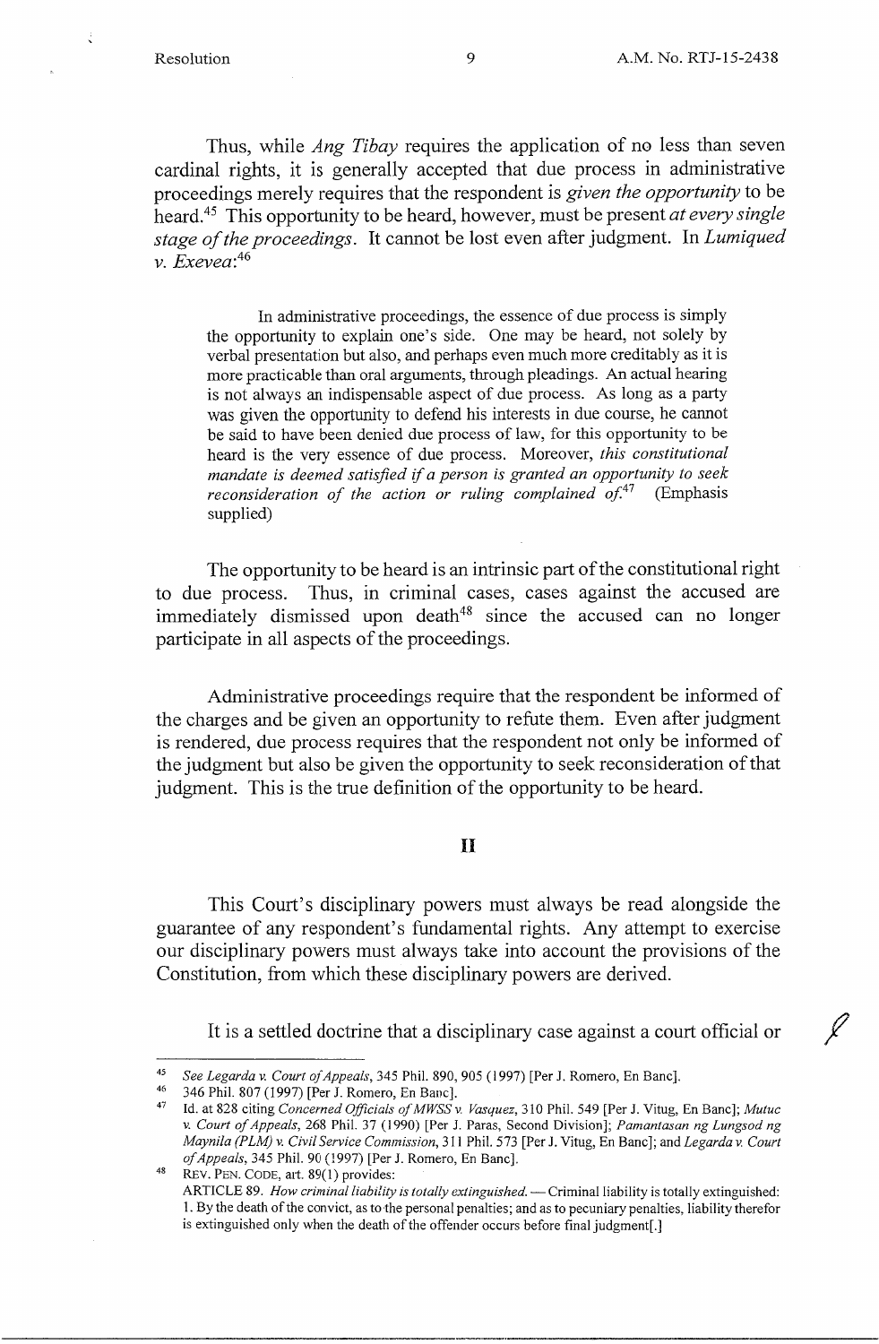Thus, while *Ang Tibay* requires the application of no less than seven cardinal rights, it is generally accepted that due process in administrative proceedings merely requires that the respondent is *given the opportunity* to be heard.[45] This opportunity to be heard, however, must be present *at every single stage of the proceedings*. It cannot be lost even after judgment. In *Lumiqued v. Exevea*:[46]

> In administrative proceedings, the essence of due process is simply the opportunity to explain one's side. One may be heard, not solely by verbal presentation but also, and perhaps even much more creditably as it is more practicable than oral arguments, through pleadings. An actual hearing is not always an indispensable aspect of due process. As long as a party was given the opportunity to defend his interests in due course, he cannot be said to have been denied due process of law, for this opportunity to be heard is the very essence of due process. Moreover, *this constitutional mandate is deemed satisfied if a person is granted an opportunity to seek reconsideration of the action or ruling complained of.*[47] (Emphasis supplied)

The opportunity to be heard is an intrinsic part of the constitutional right to due process. Thus, in criminal cases, cases against the accused are immediately dismissed upon death[48] since the accused can no longer participate in all aspects of the proceedings.

Administrative proceedings require that the respondent be informed of the charges and be given an opportunity to refute them. Even after judgment is rendered, due process requires that the respondent not only be informed of the judgment but also be given the opportunity to seek reconsideration of that judgment. This is the true definition of the opportunity to be heard.

## II

This Court's disciplinary powers must always be read alongside the guarantee of any respondent's fundamental rights. Any attempt to exercise our disciplinary powers must always take into account the provisions of the Constitution, from which these disciplinary powers are derived.

It is a settled doctrine that a disciplinary case against a court official or

---

[45] *See Legarda v. Court of Appeals*, 345 Phil. 890, 905 (1997) [Per J. Romero, En Banc].

[46] 346 Phil. 807 (1997) [Per J. Romero, En Banc].

[47] Id. at 828 citing *Concerned Officials of MWSS v. Vasquez*, 310 Phil. 549 [Per J. Vitug, En Banc]; *Mutuc v. Court of Appeals*, 268 Phil. 37 (1990) [Per J. Paras, Second Division]; *Pamantasan ng Lungsod ng Maynila (PLM) v. Civil Service Commission*, 311 Phil. 573 [Per J. Vitug, En Banc]; and *Legarda v. Court of Appeals*, 345 Phil. 90 (1997) [Per J. Romero, En Banc].

[48] REV. PEN. CODE, art. 89(1) provides:
ARTICLE 89. *How criminal liability is totally extinguished.* — Criminal liability is totally extinguished:
1. By the death of the convict, as to the personal penalties; and as to pecuniary penalties, liability therefor is extinguished only when the death of the offender occurs before final judgment[.]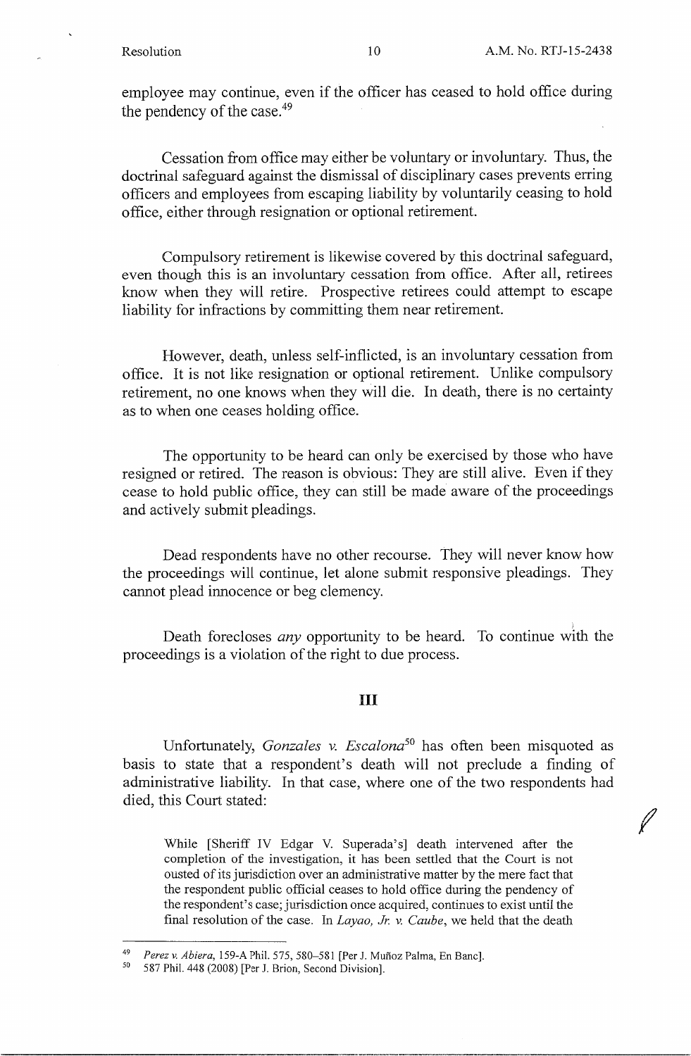employee may continue, even if the officer has ceased to hold office during the pendency of the case.[49]

Cessation from office may either be voluntary or involuntary. Thus, the doctrinal safeguard against the dismissal of disciplinary cases prevents erring officers and employees from escaping liability by voluntarily ceasing to hold office, either through resignation or optional retirement.

Compulsory retirement is likewise covered by this doctrinal safeguard, even though this is an involuntary cessation from office. After all, retirees know when they will retire. Prospective retirees could attempt to escape liability for infractions by committing them near retirement.

However, death, unless self-inflicted, is an involuntary cessation from office. It is not like resignation or optional retirement. Unlike compulsory retirement, no one knows when they will die. In death, there is no certainty as to when one ceases holding office.

The opportunity to be heard can only be exercised by those who have resigned or retired. The reason is obvious: They are still alive. Even if they cease to hold public office, they can still be made aware of the proceedings and actively submit pleadings.

Dead respondents have no other recourse. They will never know how the proceedings will continue, let alone submit responsive pleadings. They cannot plead innocence or beg clemency.

Death forecloses *any* opportunity to be heard. To continue with the proceedings is a violation of the right to due process.

## III

Unfortunately, *Gonzales v. Escalona*[50] has often been misquoted as basis to state that a respondent's death will not preclude a finding of administrative liability. In that case, where one of the two respondents had died, this Court stated:

> While [Sheriff IV Edgar V. Superada's] death intervened after the completion of the investigation, it has been settled that the Court is not ousted of its jurisdiction over an administrative matter by the mere fact that the respondent public official ceases to hold office during the pendency of the respondent's case; jurisdiction once acquired, continues to exist until the final resolution of the case. In *Layao, Jr. v. Caube*, we held that the death

---

[49] *Perez v. Abiera*, 159-A Phil. 575, 580–581 [Per J. Muñoz Palma, En Banc].

[50] 587 Phil. 448 (2008) [Per J. Brion, Second Division].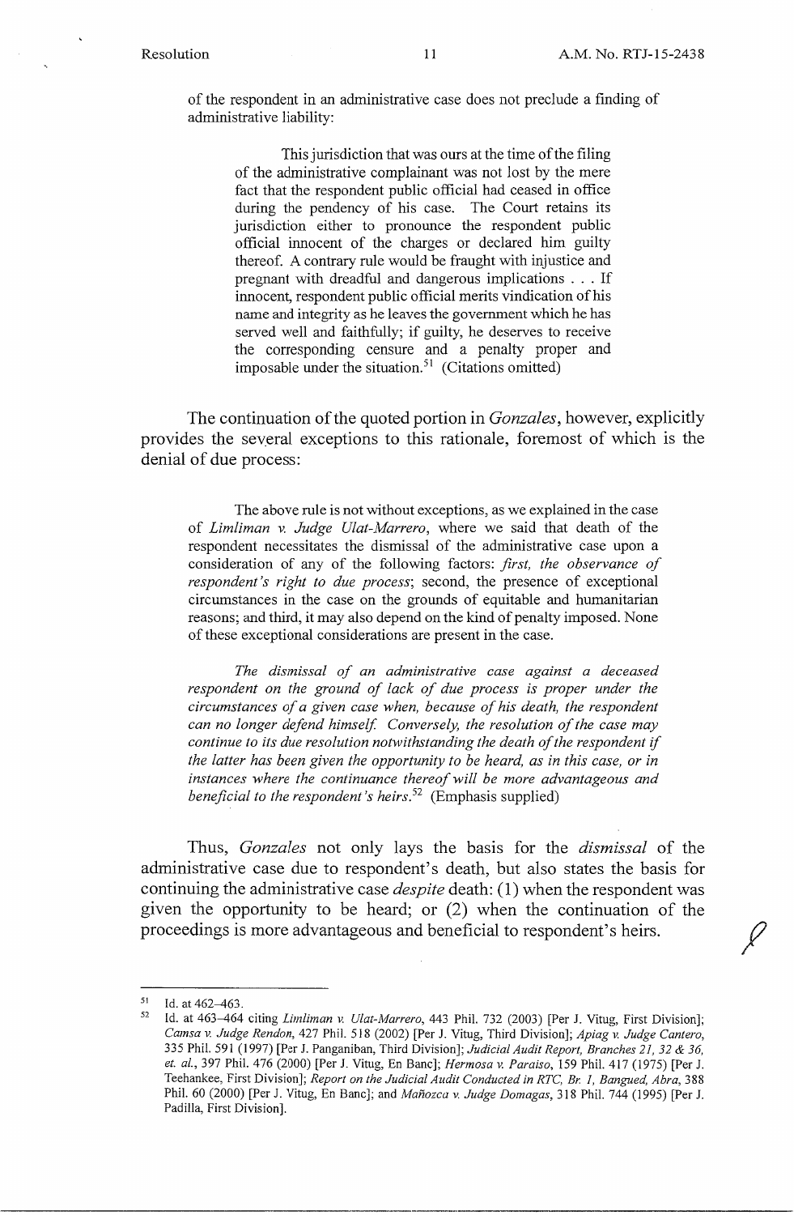of the respondent in an administrative case does not preclude a finding of administrative liability:

> This jurisdiction that was ours at the time of the filing of the administrative complainant was not lost by the mere fact that the respondent public official had ceased in office during the pendency of his case. The Court retains its jurisdiction either to pronounce the respondent public official innocent of the charges or declared him guilty thereof. A contrary rule would be fraught with injustice and pregnant with dreadful and dangerous implications . . . If innocent, respondent public official merits vindication of his name and integrity as he leaves the government which he has served well and faithfully; if guilty, he deserves to receive the corresponding censure and a penalty proper and imposable under the situation.[51] (Citations omitted)

The continuation of the quoted portion in *Gonzales*, however, explicitly provides the several exceptions to this rationale, foremost of which is the denial of due process:

> The above rule is not without exceptions, as we explained in the case of *Limliman v. Judge Ulat-Marrero*, where we said that death of the respondent necessitates the dismissal of the administrative case upon a consideration of any of the following factors: *first, the observance of respondent's right to due process*; second, the presence of exceptional circumstances in the case on the grounds of equitable and humanitarian reasons; and third, it may also depend on the kind of penalty imposed. None of these exceptional considerations are present in the case.
>
> *The dismissal of an administrative case against a deceased respondent on the ground of lack of due process is proper under the circumstances of a given case when, because of his death, the respondent can no longer defend himself. Conversely, the resolution of the case may continue to its due resolution notwithstanding the death of the respondent if the latter has been given the opportunity to be heard, as in this case, or in instances where the continuance thereof will be more advantageous and beneficial to the respondent's heirs.*[52] (Emphasis supplied)

Thus, *Gonzales* not only lays the basis for the *dismissal* of the administrative case due to respondent's death, but also states the basis for continuing the administrative case *despite* death: (1) when the respondent was given the opportunity to be heard; or (2) when the continuation of the proceedings is more advantageous and beneficial to respondent's heirs.

---

[51] Id. at 462–463.

[52] Id. at 463–464 citing *Limliman v. Ulat-Marrero*, 443 Phil. 732 (2003) [Per J. Vitug, First Division]; *Camsa v. Judge Rendon*, 427 Phil. 518 (2002) [Per J. Vitug, Third Division]; *Apiag v. Judge Cantero*, 335 Phil. 591 (1997) [Per J. Panganiban, Third Division]; *Judicial Audit Report, Branches 21, 32 & 36, et. al.*, 397 Phil. 476 (2000) [Per J. Vitug, En Banc]; *Hermosa v. Paraiso*, 159 Phil. 417 (1975) [Per J. Teehankee, First Division]; *Report on the Judicial Audit Conducted in RTC, Br. 1, Bangued, Abra*, 388 Phil. 60 (2000) [Per J. Vitug, En Banc]; and *Mañozca v. Judge Domagas*, 318 Phil. 744 (1995) [Per J. Padilla, First Division].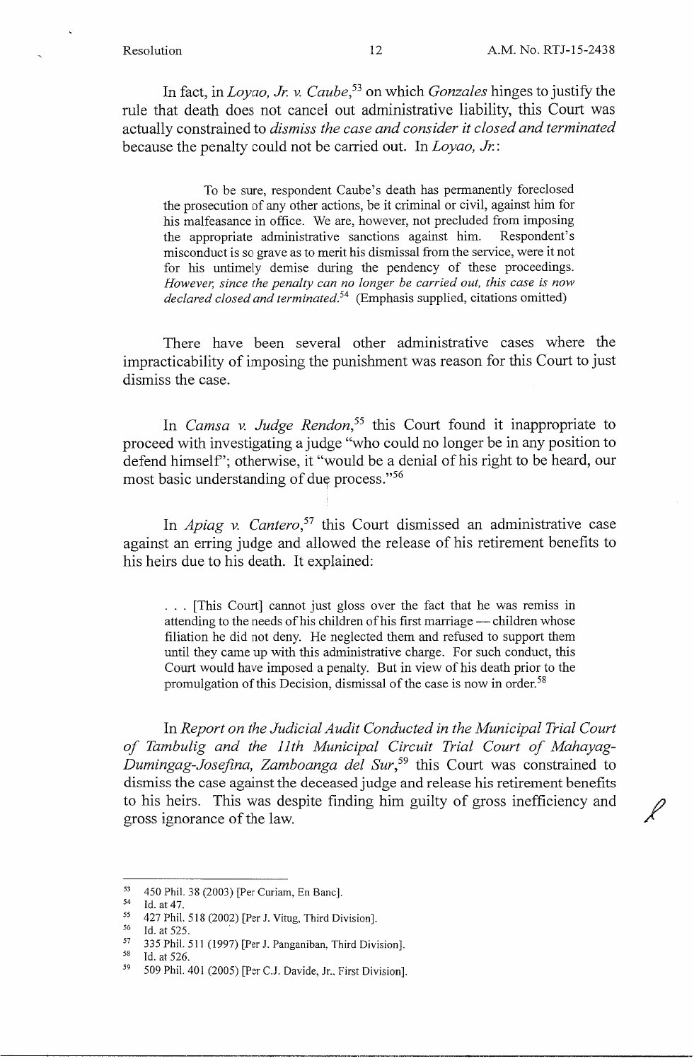In fact, in *Loyao, Jr. v. Caube*,[53] on which *Gonzales* hinges to justify the rule that death does not cancel out administrative liability, this Court was actually constrained to *dismiss the case and consider it closed and terminated* because the penalty could not be carried out. In *Loyao, Jr.*:

> To be sure, respondent Caube's death has permanently foreclosed the prosecution of any other actions, be it criminal or civil, against him for his malfeasance in office. We are, however, not precluded from imposing the appropriate administrative sanctions against him. Respondent's misconduct is so grave as to merit his dismissal from the service, were it not for his untimely demise during the pendency of these proceedings. *However, since the penalty can no longer be carried out, this case is now declared closed and terminated*.[54] (Emphasis supplied, citations omitted)

There have been several other administrative cases where the impracticability of imposing the punishment was reason for this Court to just dismiss the case.

In *Camsa v. Judge Rendon*,[55] this Court found it inappropriate to proceed with investigating a judge "who could no longer be in any position to defend himself"; otherwise, it "would be a denial of his right to be heard, our most basic understanding of due process."[56]

In *Apiag v. Cantero*,[57] this Court dismissed an administrative case against an erring judge and allowed the release of his retirement benefits to his heirs due to his death. It explained:

> . . . [This Court] cannot just gloss over the fact that he was remiss in attending to the needs of his children of his first marriage — children whose filiation he did not deny. He neglected them and refused to support them until they came up with this administrative charge. For such conduct, this Court would have imposed a penalty. But in view of his death prior to the promulgation of this Decision, dismissal of the case is now in order.[58]

In *Report on the Judicial Audit Conducted in the Municipal Trial Court of Tambulig and the 11th Municipal Circuit Trial Court of Mahayag-Dumingag-Josefina, Zamboanga del Sur*,[59] this Court was constrained to dismiss the case against the deceased judge and release his retirement benefits to his heirs. This was despite finding him guilty of gross inefficiency and gross ignorance of the law.

---

[53] 450 Phil. 38 (2003) [Per Curiam, En Banc].
[54] Id. at 47.
[55] 427 Phil. 518 (2002) [Per J. Vitug, Third Division].
[56] Id. at 525.
[57] 335 Phil. 511 (1997) [Per J. Panganiban, Third Division].
[58] Id. at 526.
[59] 509 Phil. 401 (2005) [Per C.J. Davide, Jr., First Division].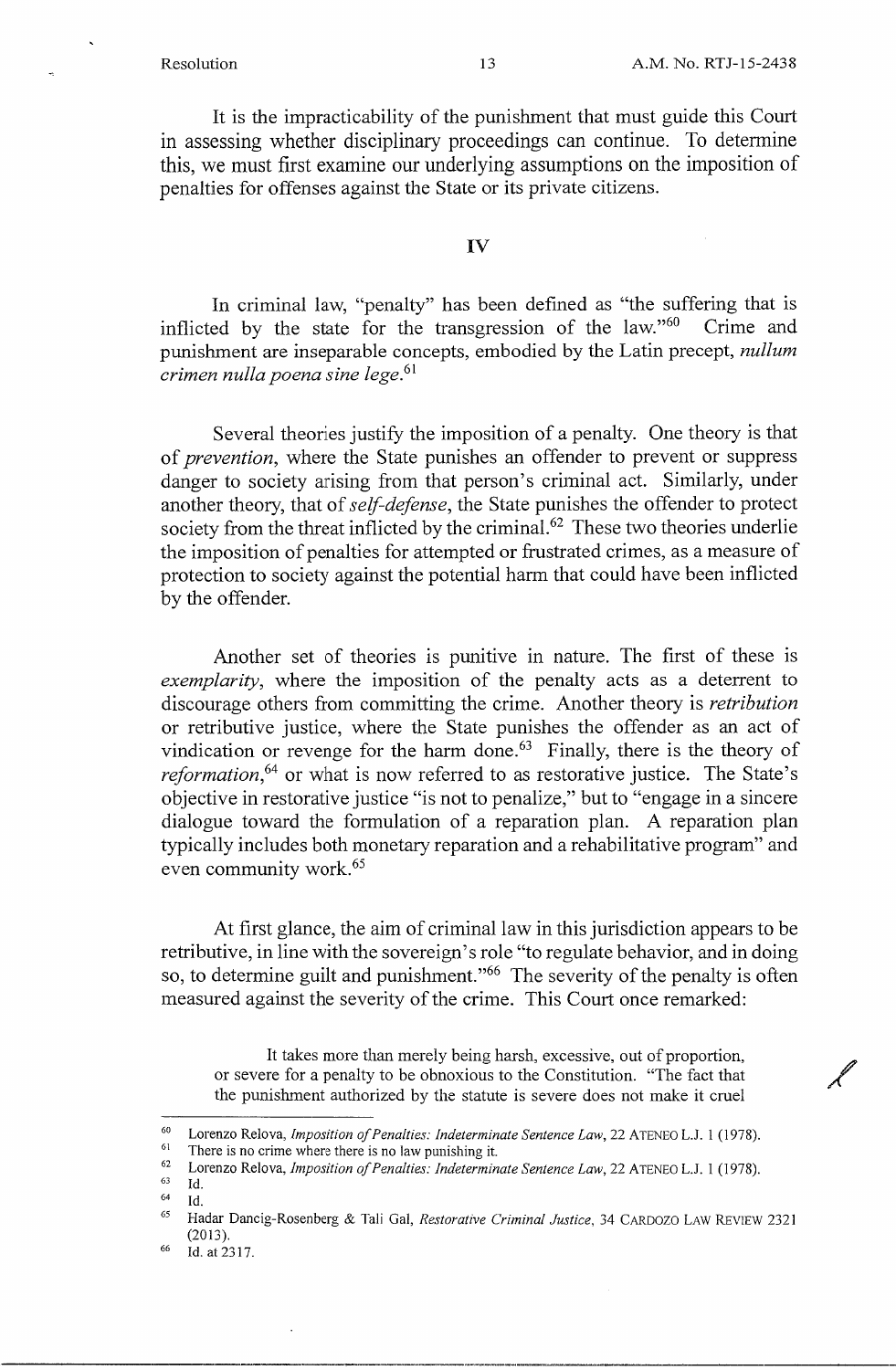It is the impracticability of the punishment that must guide this Court in assessing whether disciplinary proceedings can continue. To determine this, we must first examine our underlying assumptions on the imposition of penalties for offenses against the State or its private citizens.

## IV

In criminal law, "penalty" has been defined as "the suffering that is inflicted by the state for the transgression of the law."[60] Crime and punishment are inseparable concepts, embodied by the Latin precept, *nullum crimen nulla poena sine lege*.[61]

Several theories justify the imposition of a penalty. One theory is that of *prevention*, where the State punishes an offender to prevent or suppress danger to society arising from that person's criminal act. Similarly, under another theory, that of *self-defense*, the State punishes the offender to protect society from the threat inflicted by the criminal.[62] These two theories underlie the imposition of penalties for attempted or frustrated crimes, as a measure of protection to society against the potential harm that could have been inflicted by the offender.

Another set of theories is punitive in nature. The first of these is *exemplarity*, where the imposition of the penalty acts as a deterrent to discourage others from committing the crime. Another theory is *retribution* or retributive justice, where the State punishes the offender as an act of vindication or revenge for the harm done.[63] Finally, there is the theory of *reformation*,[64] or what is now referred to as restorative justice. The State's objective in restorative justice "is not to penalize," but to "engage in a sincere dialogue toward the formulation of a reparation plan. A reparation plan typically includes both monetary reparation and a rehabilitative program" and even community work.[65]

At first glance, the aim of criminal law in this jurisdiction appears to be retributive, in line with the sovereign's role "to regulate behavior, and in doing so, to determine guilt and punishment."[66] The severity of the penalty is often measured against the severity of the crime. This Court once remarked:

> It takes more than merely being harsh, excessive, out of proportion, or severe for a penalty to be obnoxious to the Constitution. "The fact that the punishment authorized by the statute is severe does not make it cruel

---

[60] Lorenzo Relova, *Imposition of Penalties: Indeterminate Sentence Law*, 22 ATENEO L.J. 1 (1978).

[61] There is no crime where there is no law punishing it.

[62] Lorenzo Relova, *Imposition of Penalties: Indeterminate Sentence Law*, 22 ATENEO L.J. 1 (1978).

[63] Id.

[64] Id.

[65] Hadar Dancig-Rosenberg & Tali Gal, *Restorative Criminal Justice*, 34 CARDOZO LAW REVIEW 2321 (2013).

[66] Id. at 2317.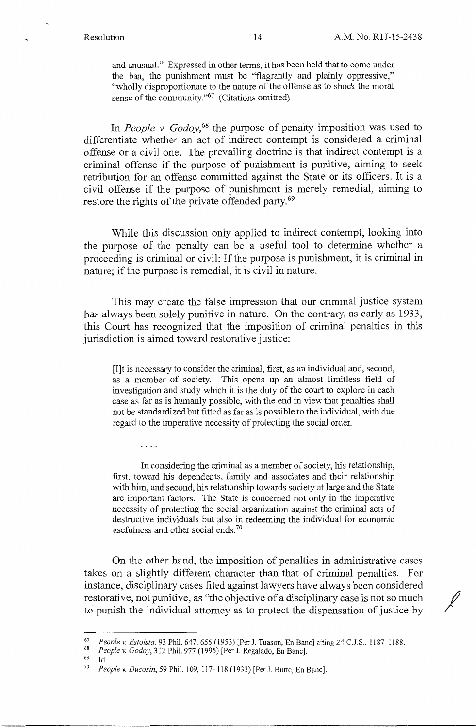and unusual." Expressed in other terms, it has been held that to come under the ban, the punishment must be "flagrantly and plainly oppressive," "wholly disproportionate to the nature of the offense as to shock the moral sense of the community."[67] (Citations omitted)

In *People v. Godoy*,[68] the purpose of penalty imposition was used to differentiate whether an act of indirect contempt is considered a criminal offense or a civil one. The prevailing doctrine is that indirect contempt is a criminal offense if the purpose of punishment is punitive, aiming to seek retribution for an offense committed against the State or its officers. It is a civil offense if the purpose of punishment is merely remedial, aiming to restore the rights of the private offended party.[69]

While this discussion only applied to indirect contempt, looking into the purpose of the penalty can be a useful tool to determine whether a proceeding is criminal or civil: If the purpose is punishment, it is criminal in nature; if the purpose is remedial, it is civil in nature.

This may create the false impression that our criminal justice system has always been solely punitive in nature. On the contrary, as early as 1933, this Court has recognized that the imposition of criminal penalties in this jurisdiction is aimed toward restorative justice:

> [I]t is necessary to consider the criminal, first, as an individual and, second, as a member of society. This opens up an almost limitless field of investigation and study which it is the duty of the court to explore in each case as far as is humanly possible, with the end in view that penalties shall not be standardized but fitted as far as is possible to the individual, with due regard to the imperative necessity of protecting the social order.
>
> . . . .
>
> In considering the criminal as a member of society, his relationship, first, toward his dependents, family and associates and their relationship with him, and second, his relationship towards society at large and the State are important factors. The State is concerned not only in the imperative necessity of protecting the social organization against the criminal acts of destructive individuals but also in redeeming the individual for economic usefulness and other social ends.[70]

On the other hand, the imposition of penalties in administrative cases takes on a slightly different character than that of criminal penalties. For instance, disciplinary cases filed against lawyers have always been considered restorative, not punitive, as "the objective of a disciplinary case is not so much to punish the individual attorney as to protect the dispensation of justice by

---

[67] *People v. Estoista*, 93 Phil. 647, 655 (1953) [Per J. Tuason, En Banc] citing 24 C.J.S., 1187–1188.

[68] *People v. Godoy*, 312 Phil. 977 (1995) [Per J. Regalado, En Banc].

[69] Id.

[70] *People v. Ducosin*, 59 Phil. 109, 117–118 (1933) [Per J. Butte, En Banc].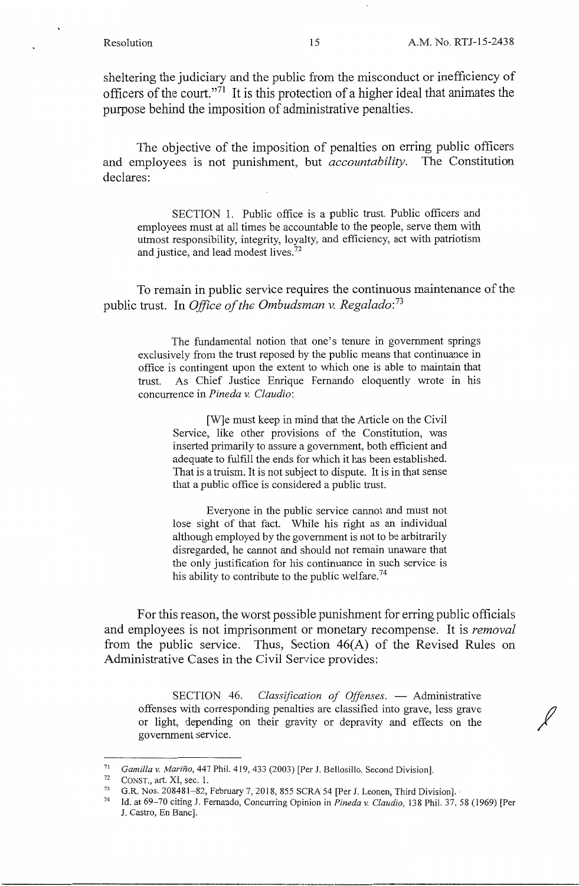sheltering the judiciary and the public from the misconduct or inefficiency of officers of the court."[71] It is this protection of a higher ideal that animates the purpose behind the imposition of administrative penalties.

The objective of the imposition of penalties on erring public officers and employees is not punishment, but *accountability*. The Constitution declares:

> SECTION 1. Public office is a public trust. Public officers and employees must at all times be accountable to the people, serve them with utmost responsibility, integrity, loyalty, and efficiency, act with patriotism and justice, and lead modest lives.[72]

To remain in public service requires the continuous maintenance of the public trust. In *Office of the Ombudsman v. Regalado*:[73]

> The fundamental notion that one's tenure in government springs exclusively from the trust reposed by the public means that continuance in office is contingent upon the extent to which one is able to maintain that trust. As Chief Justice Enrique Fernando eloquently wrote in his concurrence in *Pineda v. Claudio*:
>
> > [W]e must keep in mind that the Article on the Civil Service, like other provisions of the Constitution, was inserted primarily to assure a government, both efficient and adequate to fulfill the ends for which it has been established. That is a truism. It is not subject to dispute. It is in that sense that a public office is considered a public trust.
> >
> > Everyone in the public service cannot and must not lose sight of that fact. While his right as an individual although employed by the government is not to be arbitrarily disregarded, he cannot and should not remain unaware that the only justification for his continuance in such service is his ability to contribute to the public welfare.[74]

For this reason, the worst possible punishment for erring public officials and employees is not imprisonment or monetary recompense. It is *removal* from the public service. Thus, Section 46(A) of the Revised Rules on Administrative Cases in the Civil Service provides:

> SECTION 46. *Classification of Offenses*. — Administrative offenses with corresponding penalties are classified into grave, less grave or light, depending on their gravity or depravity and effects on the government service.

---

[71] *Gamilla v. Mariño*, 447 Phil. 419, 433 (2003) [Per J. Bellosillo, Second Division].

[72] CONST., art. XI, sec. 1.

[73] G.R. Nos. 208481–82, February 7, 2018, 855 SCRA 54 [Per J. Leonen, Third Division].

[74] Id. at 69–70 citing J. Fernando, Concurring Opinion in *Pineda v. Claudio*, 138 Phil. 37, 58 (1969) [Per J. Castro, En Banc].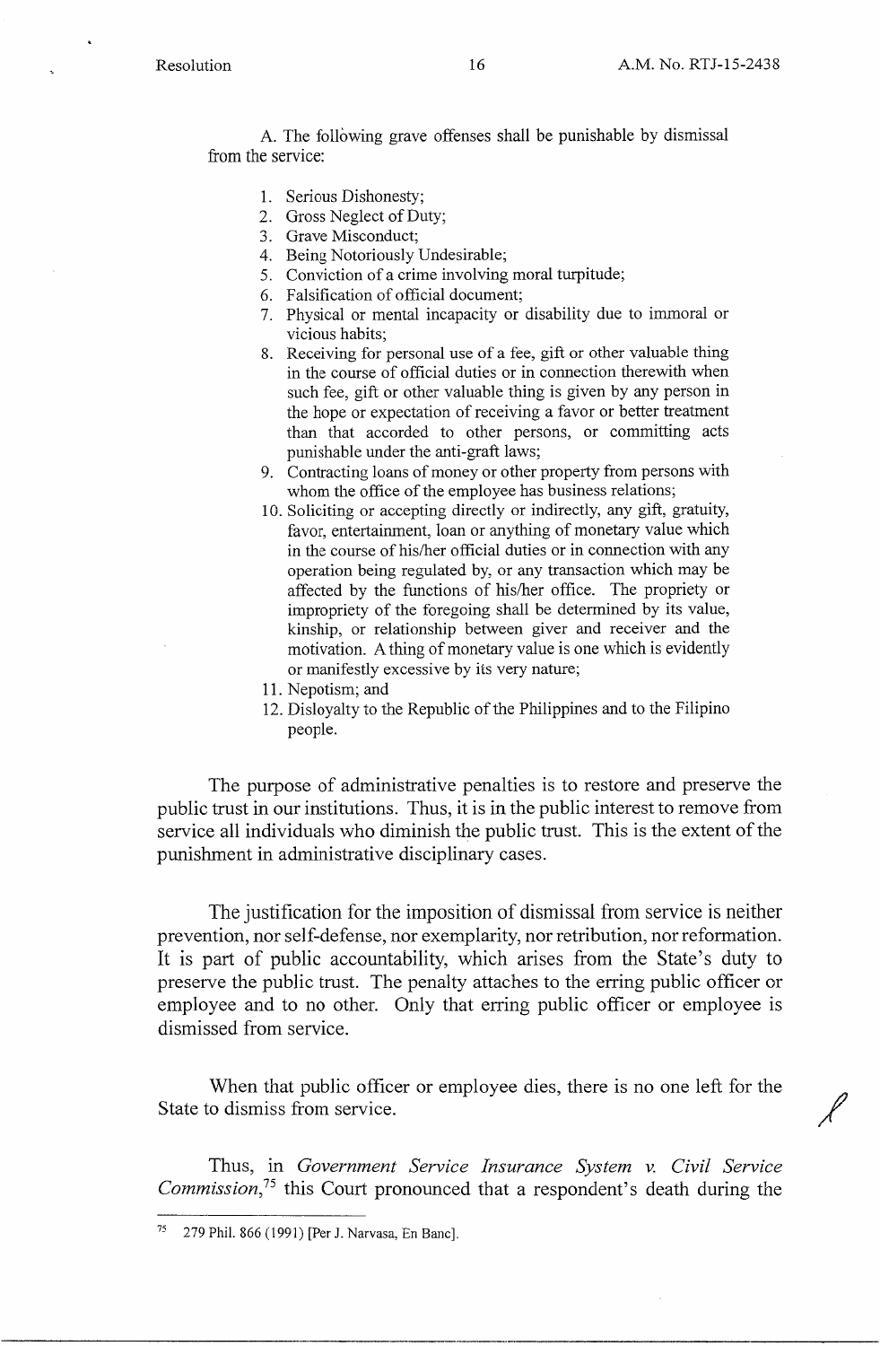A. The following grave offenses shall be punishable by dismissal from the service:

1. Serious Dishonesty;
2. Gross Neglect of Duty;
3. Grave Misconduct;
4. Being Notoriously Undesirable;
5. Conviction of a crime involving moral turpitude;
6. Falsification of official document;
7. Physical or mental incapacity or disability due to immoral or vicious habits;
8. Receiving for personal use of a fee, gift or other valuable thing in the course of official duties or in connection therewith when such fee, gift or other valuable thing is given by any person in the hope or expectation of receiving a favor or better treatment than that accorded to other persons, or committing acts punishable under the anti-graft laws;
9. Contracting loans of money or other property from persons with whom the office of the employee has business relations;
10. Soliciting or accepting directly or indirectly, any gift, gratuity, favor, entertainment, loan or anything of monetary value which in the course of his/her official duties or in connection with any operation being regulated by, or any transaction which may be affected by the functions of his/her office. The propriety or impropriety of the foregoing shall be determined by its value, kinship, or relationship between giver and receiver and the motivation. A thing of monetary value is one which is evidently or manifestly excessive by its very nature;
11. Nepotism; and
12. Disloyalty to the Republic of the Philippines and to the Filipino people.

The purpose of administrative penalties is to restore and preserve the public trust in our institutions. Thus, it is in the public interest to remove from service all individuals who diminish the public trust. This is the extent of the punishment in administrative disciplinary cases.

The justification for the imposition of dismissal from service is neither prevention, nor self-defense, nor exemplarity, nor retribution, nor reformation. It is part of public accountability, which arises from the State's duty to preserve the public trust. The penalty attaches to the erring public officer or employee and to no other. Only that erring public officer or employee is dismissed from service.

When that public officer or employee dies, there is no one left for the State to dismiss from service.

Thus, in *Government Service Insurance System v. Civil Service Commission*,[75] this Court pronounced that a respondent's death during the

---

[75] 279 Phil. 866 (1991) [Per J. Narvasa, En Banc].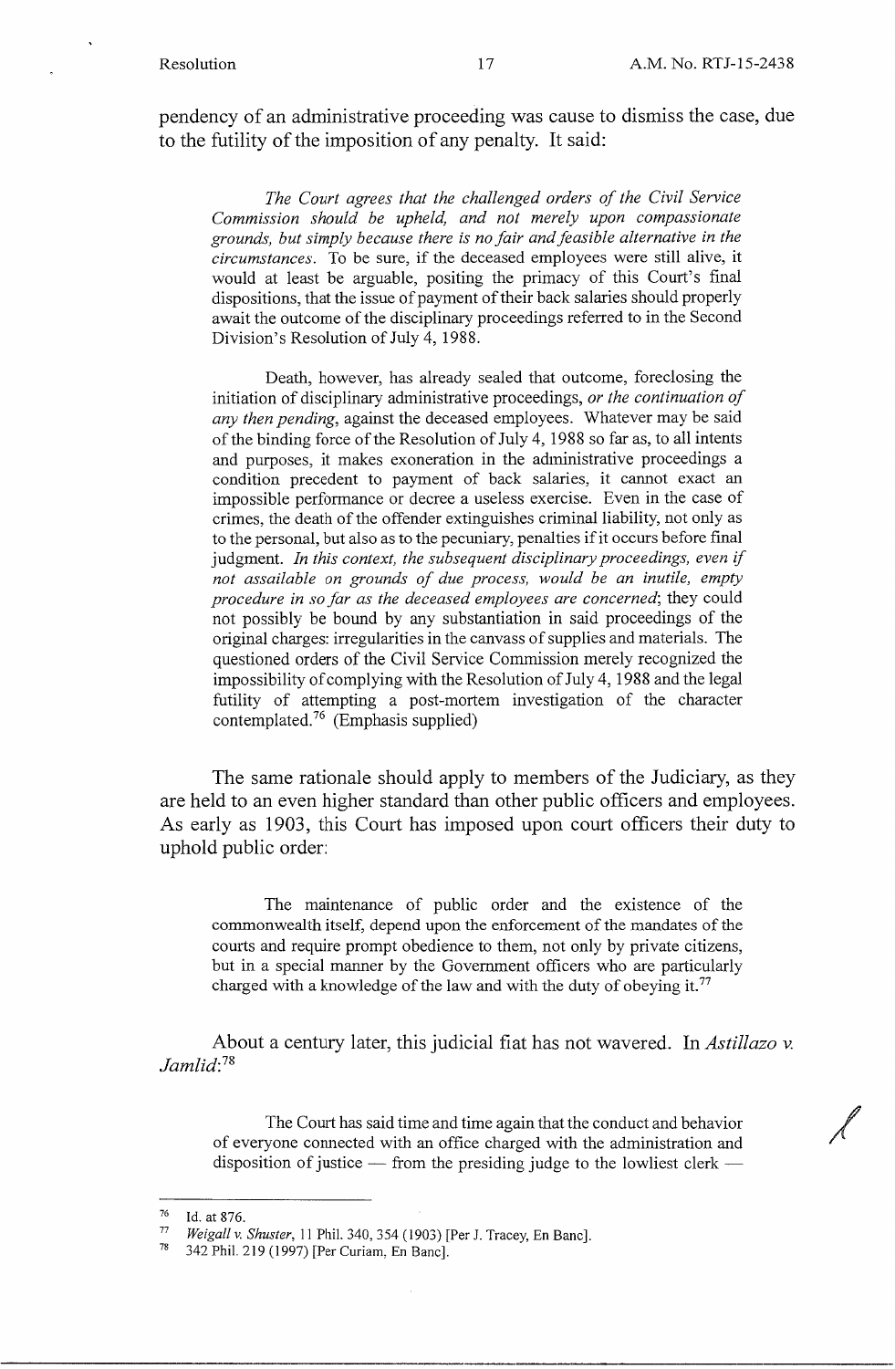pendency of an administrative proceeding was cause to dismiss the case, due to the futility of the imposition of any penalty. It said:

> *The Court agrees that the challenged orders of the Civil Service Commission should be upheld, and not merely upon compassionate grounds, but simply because there is no fair and feasible alternative in the circumstances.* To be sure, if the deceased employees were still alive, it would at least be arguable, positing the primacy of this Court's final dispositions, that the issue of payment of their back salaries should properly await the outcome of the disciplinary proceedings referred to in the Second Division's Resolution of July 4, 1988.
>
> Death, however, has already sealed that outcome, foreclosing the initiation of disciplinary administrative proceedings, *or the continuation of any then pending*, against the deceased employees. Whatever may be said of the binding force of the Resolution of July 4, 1988 so far as, to all intents and purposes, it makes exoneration in the administrative proceedings a condition precedent to payment of back salaries, it cannot exact an impossible performance or decree a useless exercise. Even in the case of crimes, the death of the offender extinguishes criminal liability, not only as to the personal, but also as to the pecuniary, penalties if it occurs before final judgment. *In this context, the subsequent disciplinary proceedings, even if not assailable on grounds of due process, would be an inutile, empty procedure in so far as the deceased employees are concerned*; they could not possibly be bound by any substantiation in said proceedings of the original charges: irregularities in the canvass of supplies and materials. The questioned orders of the Civil Service Commission merely recognized the impossibility of complying with the Resolution of July 4, 1988 and the legal futility of attempting a post-mortem investigation of the character contemplated.[76] (Emphasis supplied)

The same rationale should apply to members of the Judiciary, as they are held to an even higher standard than other public officers and employees. As early as 1903, this Court has imposed upon court officers their duty to uphold public order:

> The maintenance of public order and the existence of the commonwealth itself, depend upon the enforcement of the mandates of the courts and require prompt obedience to them, not only by private citizens, but in a special manner by the Government officers who are particularly charged with a knowledge of the law and with the duty of obeying it.[77]

About a century later, this judicial fiat has not wavered. In *Astillazo v. Jamlid*:[78]

> The Court has said time and time again that the conduct and behavior of everyone connected with an office charged with the administration and disposition of justice — from the presiding judge to the lowliest clerk —

---

[76] Id. at 876.

[77] *Weigall v. Shuster*, 11 Phil. 340, 354 (1903) [Per J. Tracey, En Banc].

[78] 342 Phil. 219 (1997) [Per Curiam, En Banc].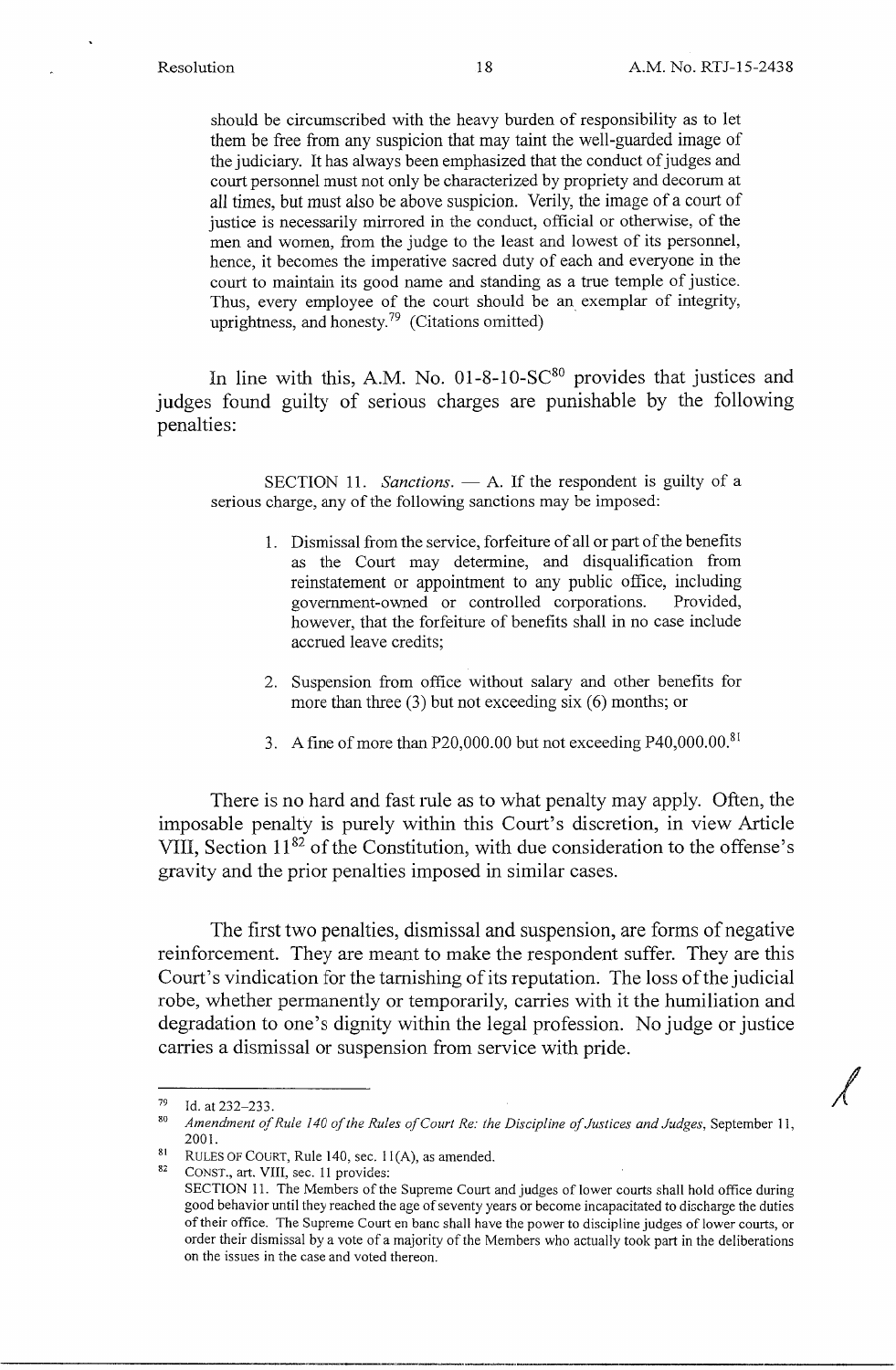should be circumscribed with the heavy burden of responsibility as to let them be free from any suspicion that may taint the well-guarded image of the judiciary. It has always been emphasized that the conduct of judges and court personnel must not only be characterized by propriety and decorum at all times, but must also be above suspicion. Verily, the image of a court of justice is necessarily mirrored in the conduct, official or otherwise, of the men and women, from the judge to the least and lowest of its personnel, hence, it becomes the imperative sacred duty of each and everyone in the court to maintain its good name and standing as a true temple of justice. Thus, every employee of the court should be an exemplar of integrity, uprightness, and honesty.[79] (Citations omitted)

In line with this, A.M. No. 01-8-10-SC[80] provides that justices and judges found guilty of serious charges are punishable by the following penalties:

> SECTION 11. *Sanctions.* — A. If the respondent is guilty of a serious charge, any of the following sanctions may be imposed:
>
> 1. Dismissal from the service, forfeiture of all or part of the benefits as the Court may determine, and disqualification from reinstatement or appointment to any public office, including government-owned or controlled corporations. Provided, however, that the forfeiture of benefits shall in no case include accrued leave credits;
>
> 2. Suspension from office without salary and other benefits for more than three (3) but not exceeding six (6) months; or
>
> 3. A fine of more than P20,000.00 but not exceeding P40,000.00.[81]

There is no hard and fast rule as to what penalty may apply. Often, the imposable penalty is purely within this Court's discretion, in view Article VIII, Section 11[82] of the Constitution, with due consideration to the offense's gravity and the prior penalties imposed in similar cases.

The first two penalties, dismissal and suspension, are forms of negative reinforcement. They are meant to make the respondent suffer. They are this Court's vindication for the tarnishing of its reputation. The loss of the judicial robe, whether permanently or temporarily, carries with it the humiliation and degradation to one's dignity within the legal profession. No judge or justice carries a dismissal or suspension from service with pride.

---

[79] Id. at 232–233.

[80] *Amendment of Rule 140 of the Rules of Court Re: the Discipline of Justices and Judges*, September 11, 2001.

[81] RULES OF COURT, Rule 140, sec. 11(A), as amended.

[82] CONST., art. VIII, sec. 11 provides:
SECTION 11. The Members of the Supreme Court and judges of lower courts shall hold office during good behavior until they reached the age of seventy years or become incapacitated to discharge the duties of their office. The Supreme Court en banc shall have the power to discipline judges of lower courts, or order their dismissal by a vote of a majority of the Members who actually took part in the deliberations on the issues in the case and voted thereon.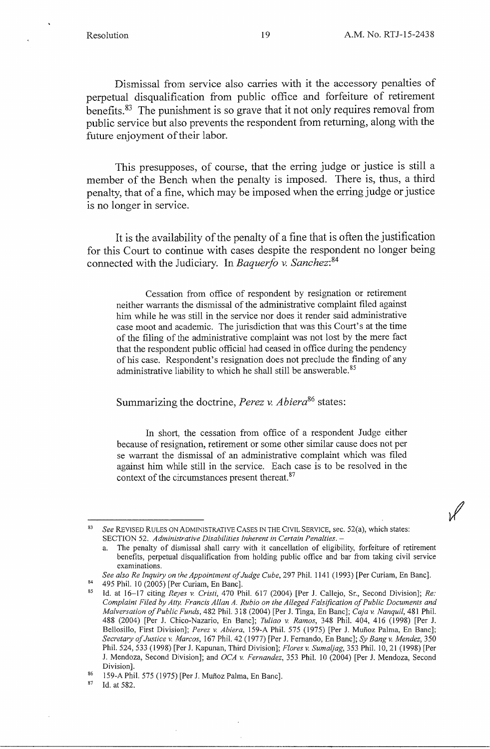Dismissal from service also carries with it the accessory penalties of perpetual disqualification from public office and forfeiture of retirement benefits.[83] The punishment is so grave that it not only requires removal from public service but also prevents the respondent from returning, along with the future enjoyment of their labor.

This presupposes, of course, that the erring judge or justice is still a member of the Bench when the penalty is imposed. There is, thus, a third penalty, that of a fine, which may be imposed when the erring judge or justice is no longer in service.

It is the availability of the penalty of a fine that is often the justification for this Court to continue with cases despite the respondent no longer being connected with the Judiciary. In *Baquerfo v. Sanchez*:[84]

> Cessation from office of respondent by resignation or retirement neither warrants the dismissal of the administrative complaint filed against him while he was still in the service nor does it render said administrative case moot and academic. The jurisdiction that was this Court's at the time of the filing of the administrative complaint was not lost by the mere fact that the respondent public official had ceased in office during the pendency of his case. Respondent's resignation does not preclude the finding of any administrative liability to which he shall still be answerable.[85]

Summarizing the doctrine, *Perez v. Abiera*[86] states:

> In short, the cessation from office of a respondent Judge either because of resignation, retirement or some other similar cause does not per se warrant the dismissal of an administrative complaint which was filed against him while still in the service. Each case is to be resolved in the context of the circumstances present thereat.[87]

---

[83] *See* REVISED RULES ON ADMINISTRATIVE CASES IN THE CIVIL SERVICE, sec. 52(a), which states:
SECTION 52. *Administrative Disabilities Inherent in Certain Penalties.* –
a. The penalty of dismissal shall carry with it cancellation of eligibility, forfeiture of retirement benefits, perpetual disqualification from holding public office and bar from taking civil service examinations.
*See also Re Inquiry on the Appointment of Judge Cube*, 297 Phil. 1141 (1993) [Per Curiam, En Banc].

[84] 495 Phil. 10 (2005) [Per Curiam, En Banc].

[85] Id. at 16–17 citing *Reyes v. Cristi*, 470 Phil. 617 (2004) [Per J. Callejo, Sr., Second Division]; *Re: Complaint Filed by Atty. Francis Allan A. Rubio on the Alleged Falsification of Public Documents and Malversation of Public Funds*, 482 Phil. 318 (2004) [Per J. Tinga, En Banc]; *Caja v. Nanquil*, 481 Phil. 488 (2004) [Per J. Chico-Nazario, En Banc]; *Tuliao v. Ramos*, 348 Phil. 404, 416 (1998) [Per J. Bellosillo, First Division]; *Perez v. Abiera*, 159-A Phil. 575 (1975) [Per J. Muñoz Palma, En Banc]; *Secretary of Justice v. Marcos*, 167 Phil. 42 (1977) [Per J. Fernando, En Banc]; *Sy Bang v. Mendez*, 350 Phil. 524, 533 (1998) [Per J. Kapunan, Third Division]; *Flores v. Sumaljag*, 353 Phil. 10, 21 (1998) [Per J. Mendoza, Second Division]; and *OCA v. Fernandez*, 353 Phil. 10 (2004) [Per J. Mendoza, Second Division].

[86] 159-A Phil. 575 (1975) [Per J. Muñoz Palma, En Banc].

[87] Id. at 582.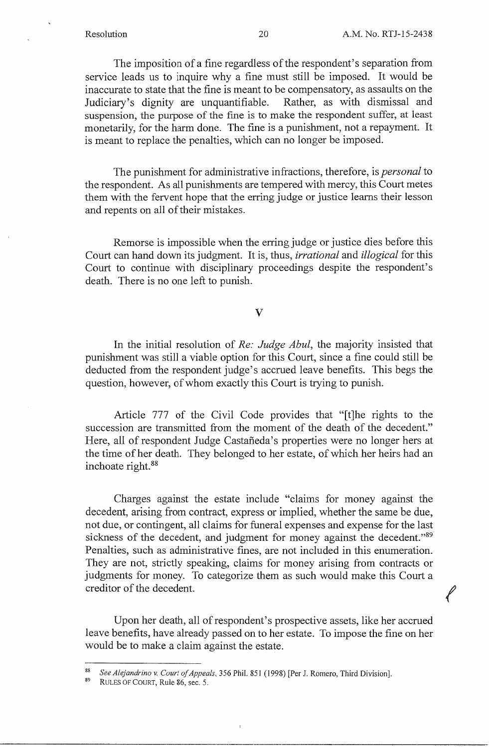The imposition of a fine regardless of the respondent's separation from service leads us to inquire why a fine must still be imposed. It would be inaccurate to state that the fine is meant to be compensatory, as assaults on the Judiciary's dignity are unquantifiable. Rather, as with dismissal and suspension, the purpose of the fine is to make the respondent suffer, at least monetarily, for the harm done. The fine is a punishment, not a repayment. It is meant to replace the penalties, which can no longer be imposed.

The punishment for administrative infractions, therefore, is *personal* to the respondent. As all punishments are tempered with mercy, this Court metes them with the fervent hope that the erring judge or justice learns their lesson and repents on all of their mistakes.

Remorse is impossible when the erring judge or justice dies before this Court can hand down its judgment. It is, thus, *irrational* and *illogical* for this Court to continue with disciplinary proceedings despite the respondent's death. There is no one left to punish.

## V

In the initial resolution of *Re: Judge Abul*, the majority insisted that punishment was still a viable option for this Court, since a fine could still be deducted from the respondent judge's accrued leave benefits. This begs the question, however, of whom exactly this Court is trying to punish.

Article 777 of the Civil Code provides that "[t]he rights to the succession are transmitted from the moment of the death of the decedent." Here, all of respondent Judge Castañeda's properties were no longer hers at the time of her death. They belonged to her estate, of which her heirs had an inchoate right.[88]

Charges against the estate include "claims for money against the decedent, arising from contract, express or implied, whether the same be due, not due, or contingent, all claims for funeral expenses and expense for the last sickness of the decedent, and judgment for money against the decedent."[89] Penalties, such as administrative fines, are not included in this enumeration. They are not, strictly speaking, claims for money arising from contracts or judgments for money. To categorize them as such would make this Court a creditor of the decedent.

Upon her death, all of respondent's prospective assets, like her accrued leave benefits, have already passed on to her estate. To impose the fine on her would be to make a claim against the estate.

---

[88] *See Alejandrino v. Court of Appeals*, 356 Phil. 851 (1998) [Per J. Romero, Third Division].

[89] RULES OF COURT, Rule 86, sec. 5.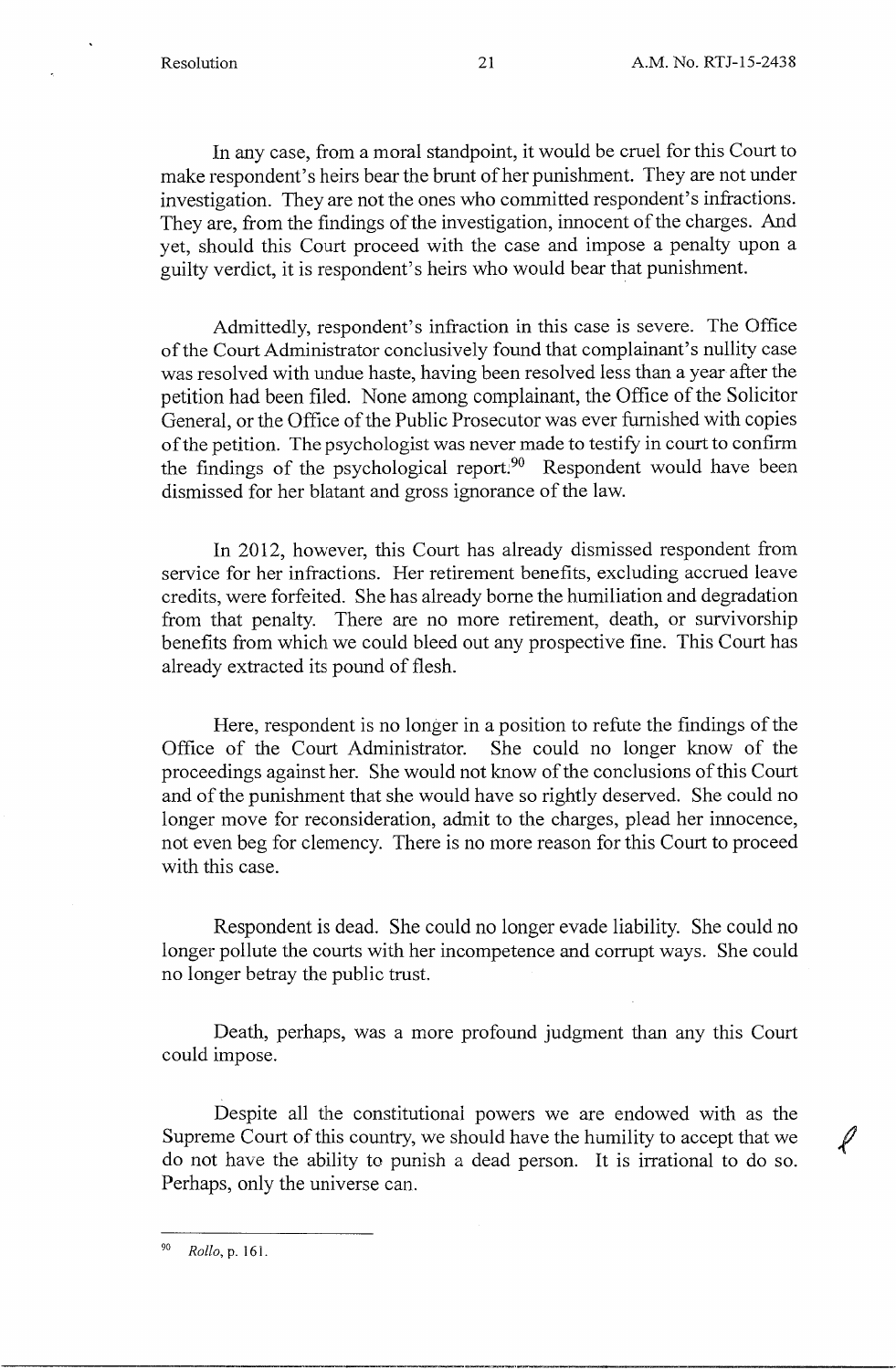In any case, from a moral standpoint, it would be cruel for this Court to make respondent's heirs bear the brunt of her punishment. They are not under investigation. They are not the ones who committed respondent's infractions. They are, from the findings of the investigation, innocent of the charges. And yet, should this Court proceed with the case and impose a penalty upon a guilty verdict, it is respondent's heirs who would bear that punishment.

Admittedly, respondent's infraction in this case is severe. The Office of the Court Administrator conclusively found that complainant's nullity case was resolved with undue haste, having been resolved less than a year after the petition had been filed. None among complainant, the Office of the Solicitor General, or the Office of the Public Prosecutor was ever furnished with copies of the petition. The psychologist was never made to testify in court to confirm the findings of the psychological report.[90] Respondent would have been dismissed for her blatant and gross ignorance of the law.

In 2012, however, this Court has already dismissed respondent from service for her infractions. Her retirement benefits, excluding accrued leave credits, were forfeited. She has already borne the humiliation and degradation from that penalty. There are no more retirement, death, or survivorship benefits from which we could bleed out any prospective fine. This Court has already extracted its pound of flesh.

Here, respondent is no longer in a position to refute the findings of the Office of the Court Administrator. She could no longer know of the proceedings against her. She would not know of the conclusions of this Court and of the punishment that she would have so rightly deserved. She could no longer move for reconsideration, admit to the charges, plead her innocence, not even beg for clemency. There is no more reason for this Court to proceed with this case.

Respondent is dead. She could no longer evade liability. She could no longer pollute the courts with her incompetence and corrupt ways. She could no longer betray the public trust.

Death, perhaps, was a more profound judgment than any this Court could impose.

Despite all the constitutional powers we are endowed with as the Supreme Court of this country, we should have the humility to accept that we do not have the ability to punish a dead person. It is irrational to do so. Perhaps, only the universe can.

---

[90] *Rollo*, p. 161.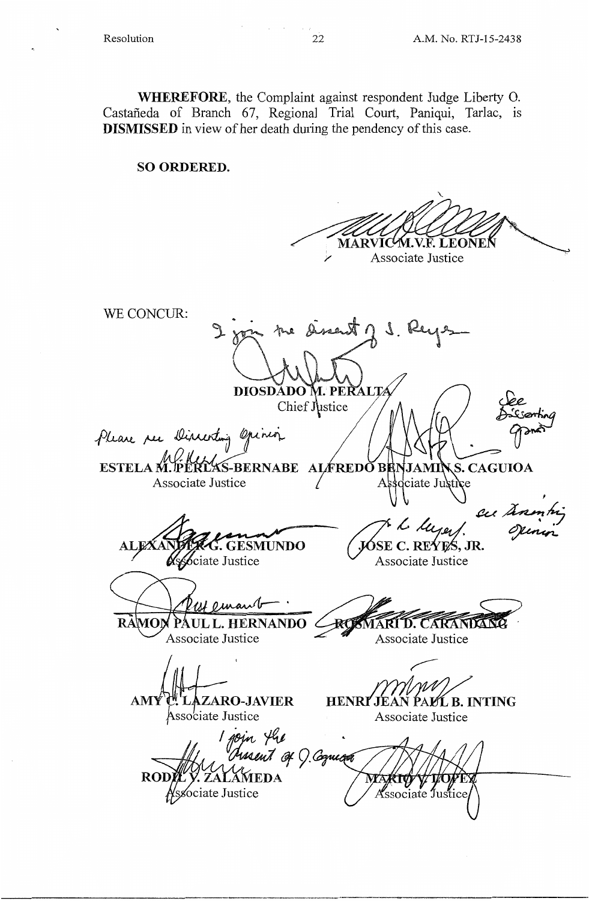**WHEREFORE**, the Complaint against respondent Judge Liberty O. Castañeda of Branch 67, Regional Trial Court, Paniqui, Tarlac, is **DISMISSED** in view of her death during the pendency of this case.

**SO ORDERED.**

MARVIC M.V.F. LEONEN
Associate Justice

WE CONCUR:

I join the dissent of J. Reyes

DIOSDADO M. PERALTA
Chief Justice

Please see Dissenting Opinion

ESTELA M. PERLAS-BERNABE
Associate Justice

See Dissenting Opinion

ALFREDO BENJAMIN S. CAGUIOA
Associate Justice

ALEXANDER G. GESMUNDO
Associate Justice

see Dissenting Opinion

JOSE C. REYES, JR.
Associate Justice

RAMON PAUL L. HERNANDO
Associate Justice

ROSMARI D. CARANDANG
Associate Justice

AMY C. LAZARO-JAVIER
Associate Justice

HENRI JEAN PAUL B. INTING
Associate Justice

I join the dissent of J. Caguioa

RODIL V. ZALAMEDA
Associate Justice

MARIO V. LOPEZ
Associate Justice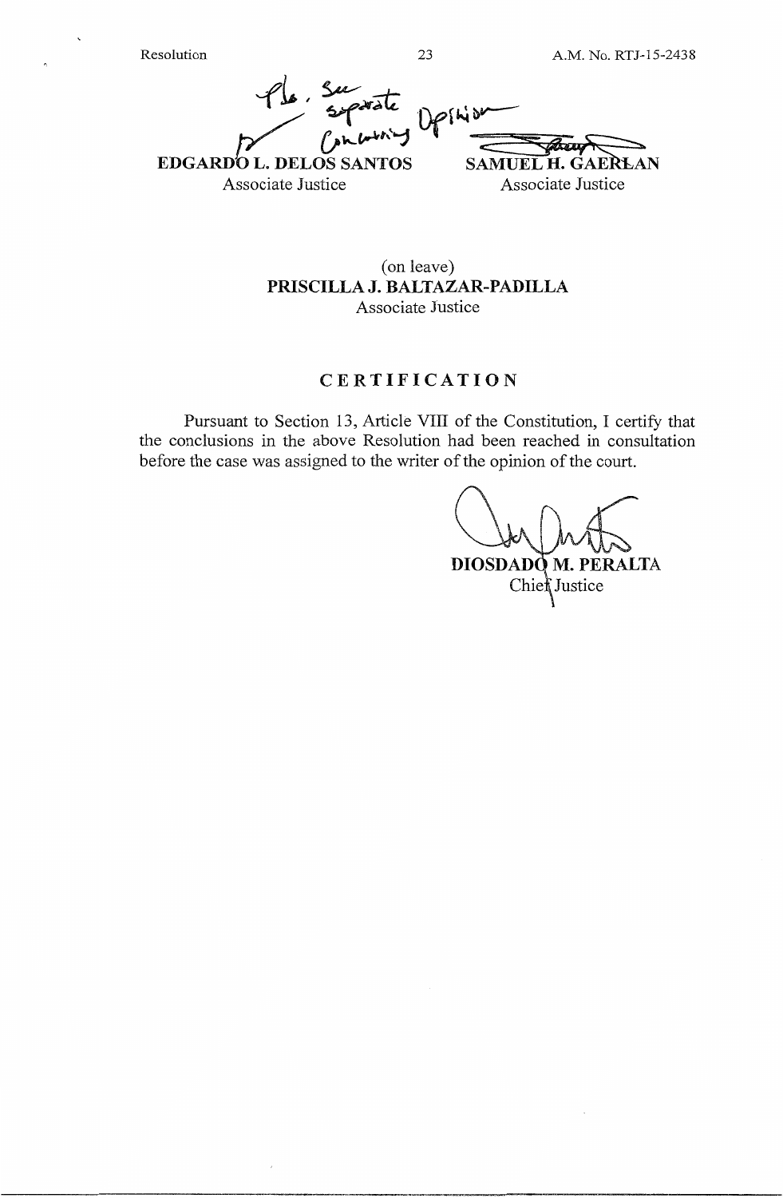Pls. see separate Opinion
Concurring

**EDGARDO L. DELOS SANTOS**
Associate Justice

**SAMUEL H. GAERLAN**
Associate Justice

(on leave)
**PRISCILLA J. BALTAZAR-PADILLA**
Associate Justice

## CERTIFICATION

Pursuant to Section 13, Article VIII of the Constitution, I certify that the conclusions in the above Resolution had been reached in consultation before the case was assigned to the writer of the opinion of the court.

**DIOSDADO M. PERALTA**
Chief Justice